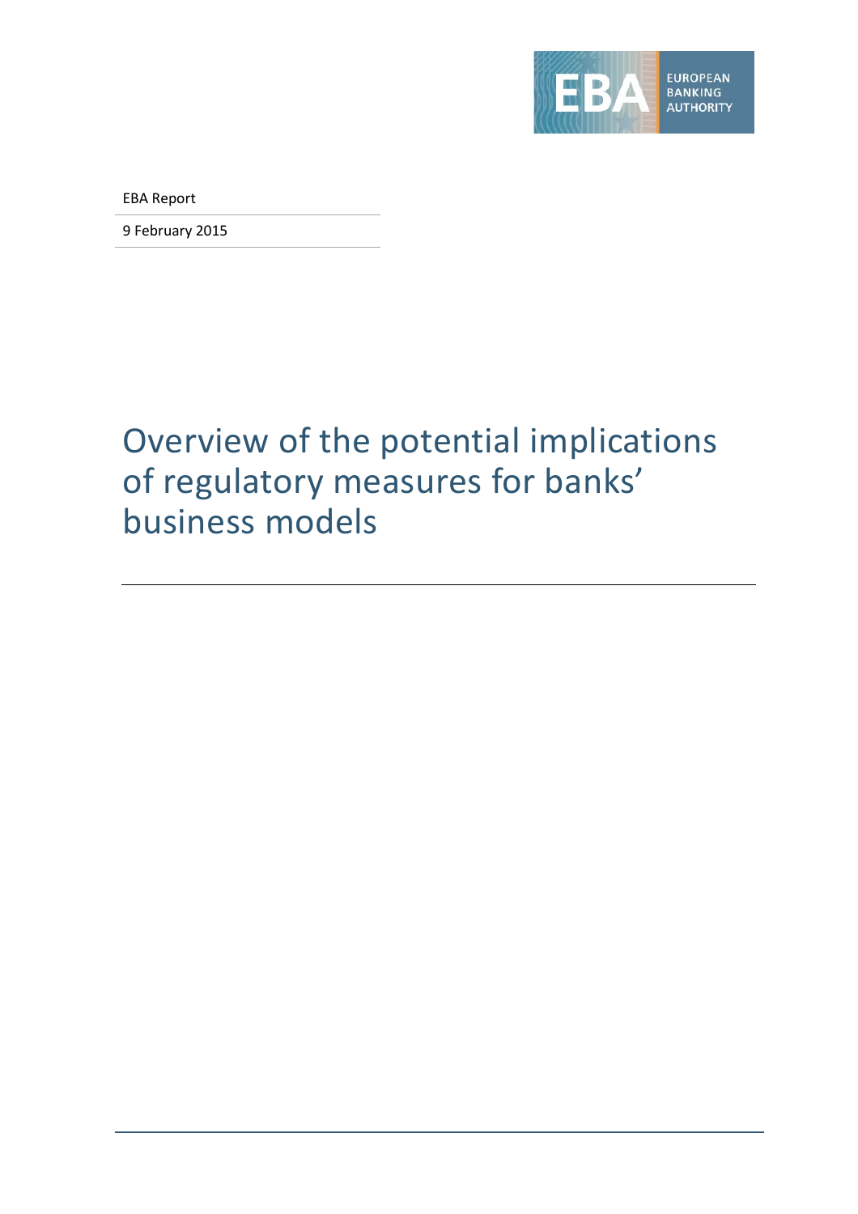EUROPEAN BANKING AUTHORITY

EBA Report

9 February 2015

# Overview of the potential implications of regulatory measures for banks' business models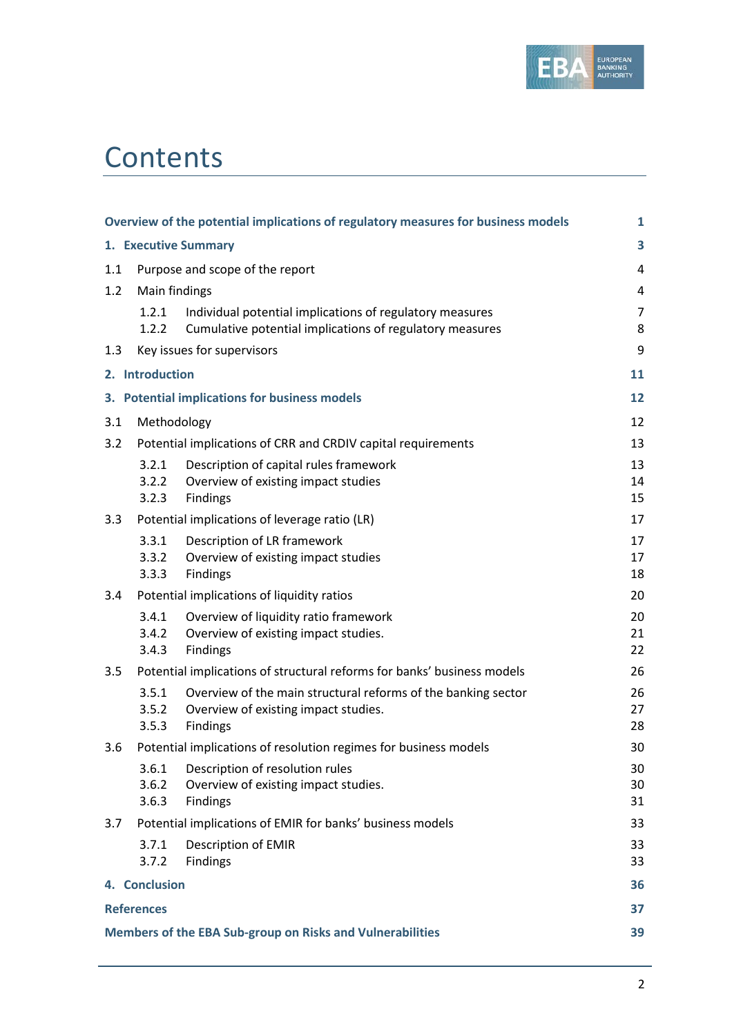# Contents

| | |
|---|---|
| **Overview of the potential implications of regulatory measures for business models** | **1** |
| **1. Executive Summary** | **3** |
| 1.1 Purpose and scope of the report | 4 |
| 1.2 Main findings | 4 |
| 1.2.1 Individual potential implications of regulatory measures | 7 |
| 1.2.2 Cumulative potential implications of regulatory measures | 8 |
| 1.3 Key issues for supervisors | 9 |
| **2. Introduction** | **11** |
| **3. Potential implications for business models** | **12** |
| 3.1 Methodology | 12 |
| 3.2 Potential implications of CRR and CRDIV capital requirements | 13 |
| 3.2.1 Description of capital rules framework | 13 |
| 3.2.2 Overview of existing impact studies | 14 |
| 3.2.3 Findings | 15 |
| 3.3 Potential implications of leverage ratio (LR) | 17 |
| 3.3.1 Description of LR framework | 17 |
| 3.3.2 Overview of existing impact studies | 17 |
| 3.3.3 Findings | 18 |
| 3.4 Potential implications of liquidity ratios | 20 |
| 3.4.1 Overview of liquidity ratio framework | 20 |
| 3.4.2 Overview of existing impact studies. | 21 |
| 3.4.3 Findings | 22 |
| 3.5 Potential implications of structural reforms for banks' business models | 26 |
| 3.5.1 Overview of the main structural reforms of the banking sector | 26 |
| 3.5.2 Overview of existing impact studies. | 27 |
| 3.5.3 Findings | 28 |
| 3.6 Potential implications of resolution regimes for business models | 30 |
| 3.6.1 Description of resolution rules | 30 |
| 3.6.2 Overview of existing impact studies. | 30 |
| 3.6.3 Findings | 31 |
| 3.7 Potential implications of EMIR for banks' business models | 33 |
| 3.7.1 Description of EMIR | 33 |
| 3.7.2 Findings | 33 |
| **4. Conclusion** | **36** |
| **References** | **37** |
| **Members of the EBA Sub-group on Risks and Vulnerabilities** | **39** |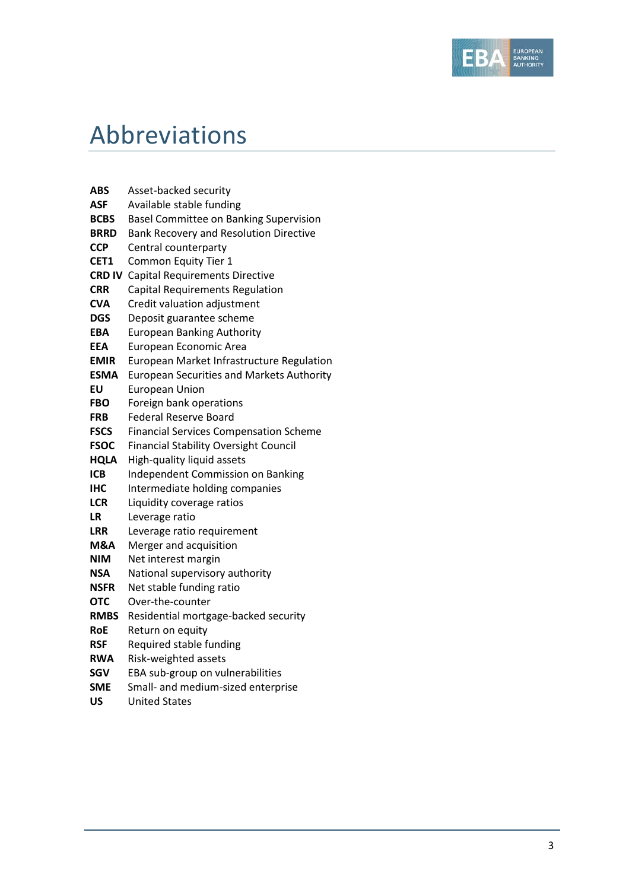# Abbreviations

| | |
|---|---|
| **ABS** | Asset-backed security |
| **ASF** | Available stable funding |
| **BCBS** | Basel Committee on Banking Supervision |
| **BRRD** | Bank Recovery and Resolution Directive |
| **CCP** | Central counterparty |
| **CET1** | Common Equity Tier 1 |
| **CRD IV** | Capital Requirements Directive |
| **CRR** | Capital Requirements Regulation |
| **CVA** | Credit valuation adjustment |
| **DGS** | Deposit guarantee scheme |
| **EBA** | European Banking Authority |
| **EEA** | European Economic Area |
| **EMIR** | European Market Infrastructure Regulation |
| **ESMA** | European Securities and Markets Authority |
| **EU** | European Union |
| **FBO** | Foreign bank operations |
| **FRB** | Federal Reserve Board |
| **FSCS** | Financial Services Compensation Scheme |
| **FSOC** | Financial Stability Oversight Council |
| **HQLA** | High-quality liquid assets |
| **ICB** | Independent Commission on Banking |
| **IHC** | Intermediate holding companies |
| **LCR** | Liquidity coverage ratios |
| **LR** | Leverage ratio |
| **LRR** | Leverage ratio requirement |
| **M&A** | Merger and acquisition |
| **NIM** | Net interest margin |
| **NSA** | National supervisory authority |
| **NSFR** | Net stable funding ratio |
| **OTC** | Over-the-counter |
| **RMBS** | Residential mortgage-backed security |
| **RoE** | Return on equity |
| **RSF** | Required stable funding |
| **RWA** | Risk-weighted assets |
| **SGV** | EBA sub-group on vulnerabilities |
| **SME** | Small- and medium-sized enterprise |
| **US** | United States |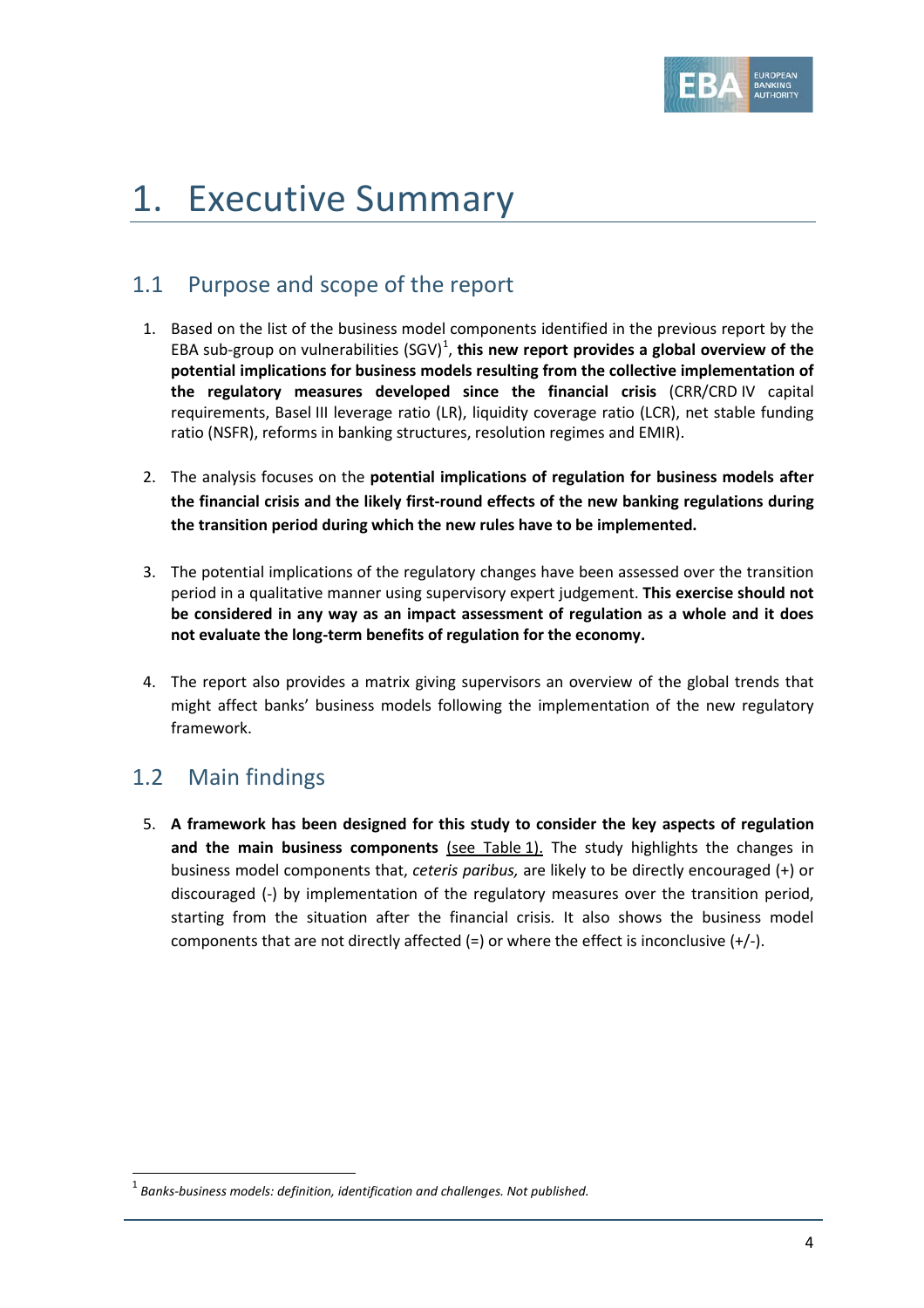# 1. Executive Summary

## 1.1 Purpose and scope of the report

1. Based on the list of the business model components identified in the previous report by the EBA sub-group on vulnerabilities (SGV)[1], **this new report provides a global overview of the potential implications for business models resulting from the collective implementation of the regulatory measures developed since the financial crisis** (CRR/CRD IV capital requirements, Basel III leverage ratio (LR), liquidity coverage ratio (LCR), net stable funding ratio (NSFR), reforms in banking structures, resolution regimes and EMIR).

2. The analysis focuses on the **potential implications of regulation for business models after the financial crisis and the likely first-round effects of the new banking regulations during the transition period during which the new rules have to be implemented.**

3. The potential implications of the regulatory changes have been assessed over the transition period in a qualitative manner using supervisory expert judgement. **This exercise should not be considered in any way as an impact assessment of regulation as a whole and it does not evaluate the long-term benefits of regulation for the economy.**

4. The report also provides a matrix giving supervisors an overview of the global trends that might affect banks' business models following the implementation of the new regulatory framework.

## 1.2 Main findings

5. **A framework has been designed for this study to consider the key aspects of regulation and the main business components** (see Table 1). The study highlights the changes in business model components that, *ceteris paribus,* are likely to be directly encouraged (+) or discouraged (-) by implementation of the regulatory measures over the transition period, starting from the situation after the financial crisis. It also shows the business model components that are not directly affected (=) or where the effect is inconclusive (+/-).

---

[1] *Banks-business models: definition, identification and challenges. Not published.*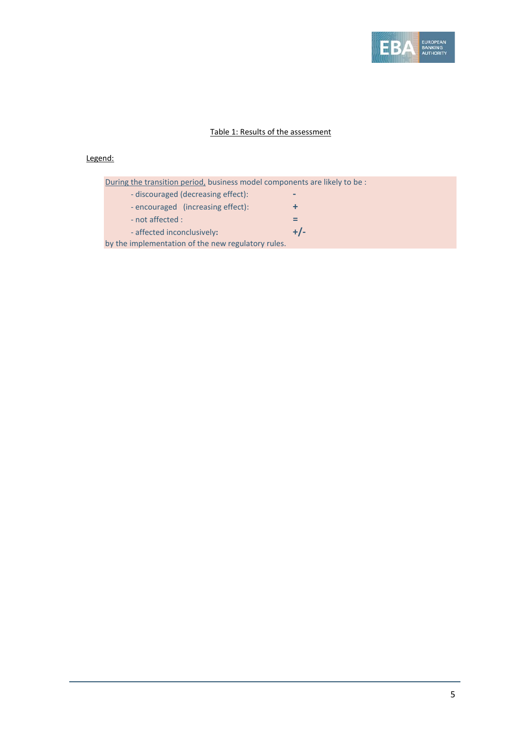Table 1: Results of the assessment

Legend:

During the transition period, business model components are likely to be :

| | |
|---|---|
| - discouraged (decreasing effect): | **-** |
| - encouraged (increasing effect): | **+** |
| - not affected : | **=** |
| - affected inconclusively: | **+/-** |

by the implementation of the new regulatory rules.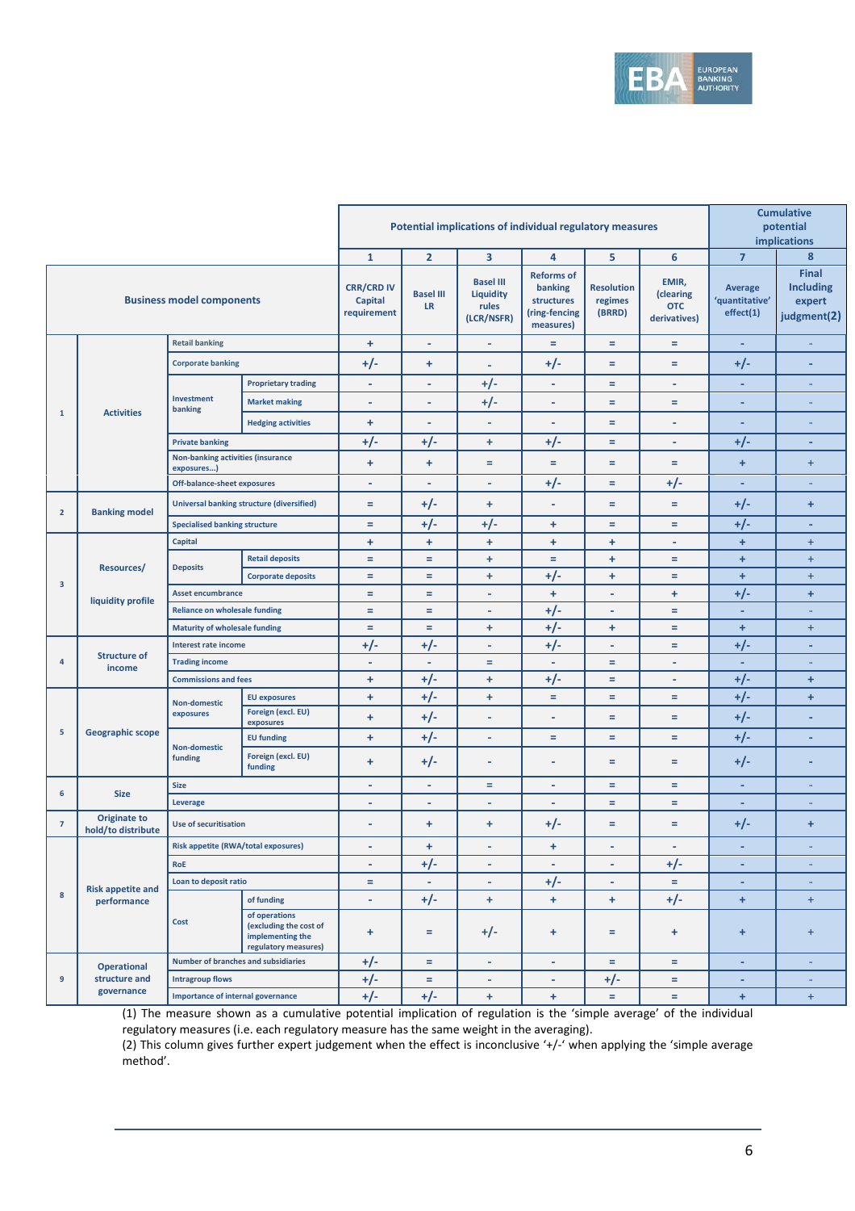| | | | | Potential implications of individual regulatory measures | | | | | | Cumulative potential implications | |
|---|---|---|---|---|---|---|---|---|---|---|---|
| | | | | 1 | 2 | 3 | 4 | 5 | 6 | 7 | 8 |
| Business model components | | | | CRR/CRD IV Capital requirement | Basel III LR | Basel III Liquidity rules (LCR/NSFR) | Reforms of banking structures (ring-fencing measures) | Resolution regimes (BRRD) | EMIR, (clearing OTC derivatives) | Average 'quantitative' effect(1) | Final Including expert judgment(2) |
| 1 | Activities | Retail banking | | + | - | - | = | = | = | - | - |
| | | Corporate banking | | +/- | + | - | +/- | = | = | +/- | - |
| | | Investment banking | Proprietary trading | - | - | +/- | - | = | - | - | - |
| | | | Market making | - | - | +/- | - | = | = | - | - |
| | | | Hedging activities | + | - | - | - | = | - | - | - |
| | | Private banking | | +/- | +/- | + | +/- | = | - | +/- | - |
| | | Non-banking activities (insurance exposures...) | | + | + | = | = | = | = | + | + |
| | | Off-balance-sheet exposures | | - | - | - | +/- | = | +/- | - | - |
| 2 | Banking model | Universal banking structure (diversified) | | = | +/- | + | - | = | = | +/- | + |
| | | Specialised banking structure | | = | +/- | +/- | + | = | = | +/- | - |
| 3 | Resources/ liquidity profile | Capital | | + | + | + | + | + | - | + | + |
| | | Deposits | Retail deposits | = | = | + | = | + | = | + | + |
| | | | Corporate deposits | = | = | + | +/- | + | = | + | + |
| | | Asset encumbrance | | = | = | - | + | - | + | +/- | + |
| | | Reliance on wholesale funding | | = | = | - | +/- | - | = | - | - |
| | | Maturity of wholesale funding | | = | = | + | +/- | + | = | + | + |
| 4 | Structure of income | Interest rate income | | +/- | +/- | - | +/- | - | = | +/- | - |
| | | Trading income | | - | - | = | - | = | - | - | - |
| | | Commissions and fees | | + | +/- | + | +/- | = | - | +/- | + |
| 5 | Geographic scope | Non-domestic exposures | EU exposures | + | +/- | + | = | = | = | +/- | + |
| | | | Foreign (excl. EU) exposures | + | +/- | - | - | = | = | +/- | - |
| | | Non-domestic funding | EU funding | + | +/- | - | = | = | = | +/- | - |
| | | | Foreign (excl. EU) funding | + | +/- | - | - | = | = | +/- | - |
| 6 | Size | Size | | - | - | = | - | = | = | - | - |
| | | Leverage | | - | - | - | - | = | = | - | - |
| 7 | Originate to hold/to distribute | Use of securitisation | | - | + | + | +/- | = | = | +/- | + |
| 8 | Risk appetite and performance | Risk appetite (RWA/total exposures) | | - | + | - | + | - | - | - | - |
| | | RoE | | - | +/- | - | - | - | +/- | - | - |
| | | Loan to deposit ratio | | = | - | - | +/- | - | = | - | - |
| | | Cost | of funding | - | +/- | + | + | + | +/- | + | + |
| | | | of operations (excluding the cost of implementing the regulatory measures) | + | = | +/- | + | = | + | + | + |
| 9 | Operational structure and governance | Number of branches and subsidiaries | | +/- | = | - | - | = | = | - | - |
| | | Intragroup flows | | +/- | = | - | - | +/- | = | - | - |
| | | Importance of internal governance | | +/- | +/- | + | + | = | = | + | + |

(1) The measure shown as a cumulative potential implication of regulation is the 'simple average' of the individual regulatory measures (i.e. each regulatory measure has the same weight in the averaging).
(2) This column gives further expert judgement when the effect is inconclusive '+/-' when applying the 'simple average method'.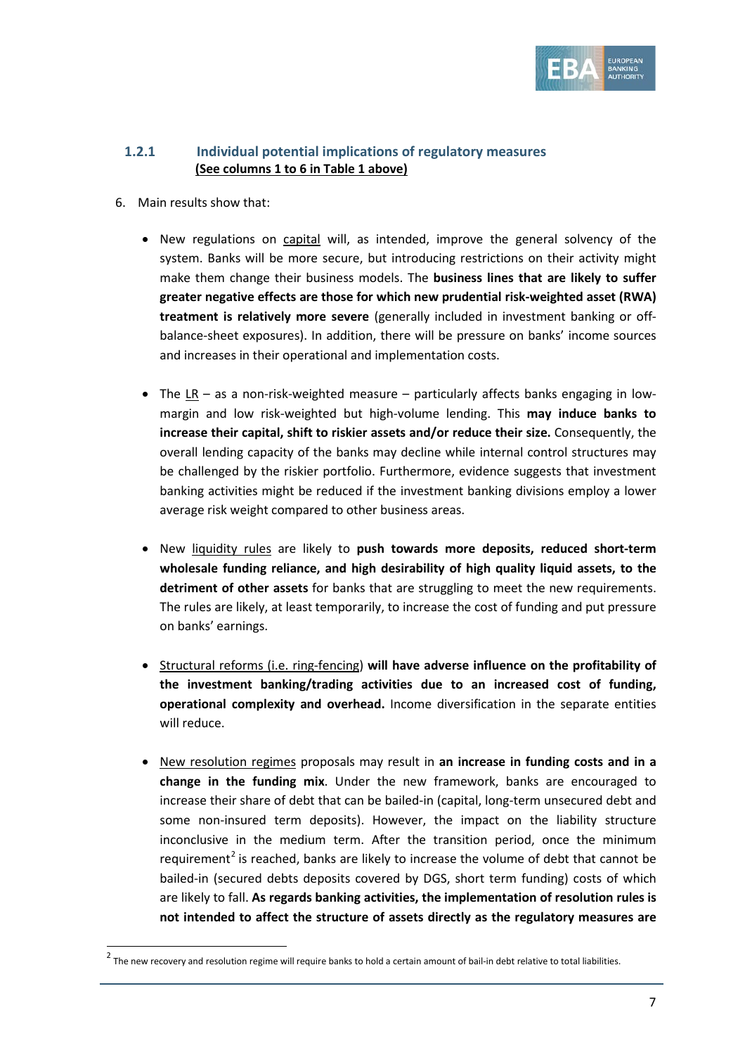### 1.2.1 Individual potential implications of regulatory measures (See columns 1 to 6 in Table 1 above)

6. Main results show that:

   - New regulations on capital will, as intended, improve the general solvency of the system. Banks will be more secure, but introducing restrictions on their activity might make them change their business models. The **business lines that are likely to suffer greater negative effects are those for which new prudential risk-weighted asset (RWA) treatment is relatively more severe** (generally included in investment banking or off-balance-sheet exposures). In addition, there will be pressure on banks' income sources and increases in their operational and implementation costs.

   - The LR – as a non-risk-weighted measure – particularly affects banks engaging in low-margin and low risk-weighted but high-volume lending. This **may induce banks to increase their capital, shift to riskier assets and/or reduce their size.** Consequently, the overall lending capacity of the banks may decline while internal control structures may be challenged by the riskier portfolio. Furthermore, evidence suggests that investment banking activities might be reduced if the investment banking divisions employ a lower average risk weight compared to other business areas.

   - New liquidity rules are likely to **push towards more deposits, reduced short-term wholesale funding reliance, and high desirability of high quality liquid assets, to the detriment of other assets** for banks that are struggling to meet the new requirements. The rules are likely, at least temporarily, to increase the cost of funding and put pressure on banks' earnings.

   - Structural reforms (i.e. ring-fencing) **will have adverse influence on the profitability of the investment banking/trading activities due to an increased cost of funding, operational complexity and overhead.** Income diversification in the separate entities will reduce.

   - New resolution regimes proposals may result in **an increase in funding costs and in a change in the funding mix**. Under the new framework, banks are encouraged to increase their share of debt that can be bailed-in (capital, long-term unsecured debt and some non-insured term deposits). However, the impact on the liability structure inconclusive in the medium term. After the transition period, once the minimum requirement[2] is reached, banks are likely to increase the volume of debt that cannot be bailed-in (secured debts deposits covered by DGS, short term funding) costs of which are likely to fall. **As regards banking activities, the implementation of resolution rules is not intended to affect the structure of assets directly as the regulatory measures are**

[2] The new recovery and resolution regime will require banks to hold a certain amount of bail-in debt relative to total liabilities.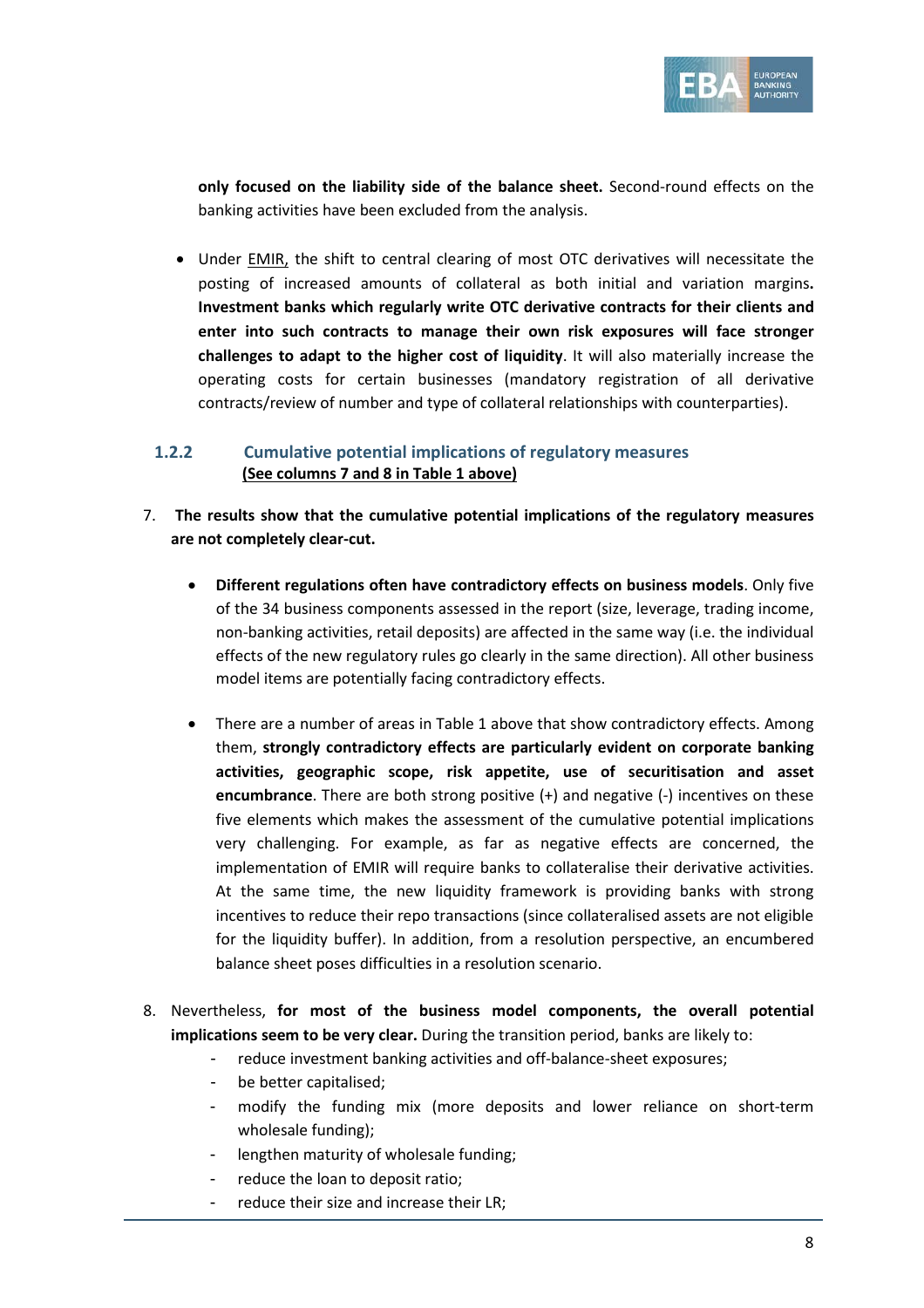**only focused on the liability side of the balance sheet.** Second-round effects on the banking activities have been excluded from the analysis.

- Under EMIR, the shift to central clearing of most OTC derivatives will necessitate the posting of increased amounts of collateral as both initial and variation margins**.** **Investment banks which regularly write OTC derivative contracts for their clients and enter into such contracts to manage their own risk exposures will face stronger challenges to adapt to the higher cost of liquidity**. It will also materially increase the operating costs for certain businesses (mandatory registration of all derivative contracts/review of number and type of collateral relationships with counterparties).

### 1.2.2 Cumulative potential implications of regulatory measures (See columns 7 and 8 in Table 1 above)

7. **The results show that the cumulative potential implications of the regulatory measures are not completely clear-cut.**

   - **Different regulations often have contradictory effects on business models**. Only five of the 34 business components assessed in the report (size, leverage, trading income, non-banking activities, retail deposits) are affected in the same way (i.e. the individual effects of the new regulatory rules go clearly in the same direction). All other business model items are potentially facing contradictory effects.

   - There are a number of areas in Table 1 above that show contradictory effects. Among them, **strongly contradictory effects are particularly evident on corporate banking activities, geographic scope, risk appetite, use of securitisation and asset encumbrance**. There are both strong positive (+) and negative (-) incentives on these five elements which makes the assessment of the cumulative potential implications very challenging. For example, as far as negative effects are concerned, the implementation of EMIR will require banks to collateralise their derivative activities. At the same time, the new liquidity framework is providing banks with strong incentives to reduce their repo transactions (since collateralised assets are not eligible for the liquidity buffer). In addition, from a resolution perspective, an encumbered balance sheet poses difficulties in a resolution scenario.

8. Nevertheless, **for most of the business model components, the overall potential implications seem to be very clear.** During the transition period, banks are likely to:

   - reduce investment banking activities and off-balance-sheet exposures;
   - be better capitalised;
   - modify the funding mix (more deposits and lower reliance on short-term wholesale funding);
   - lengthen maturity of wholesale funding;
   - reduce the loan to deposit ratio;
   - reduce their size and increase their LR;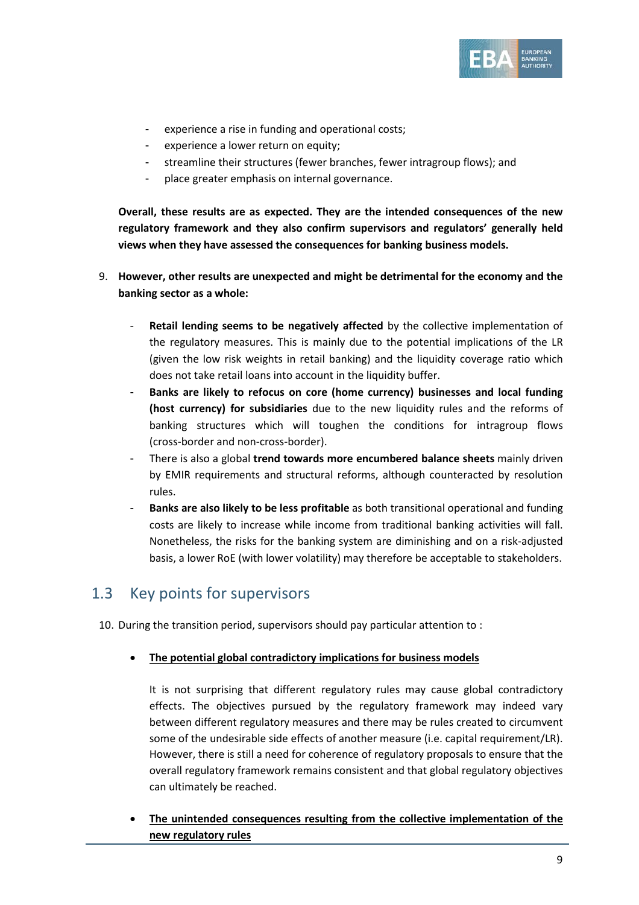- experience a rise in funding and operational costs;
- experience a lower return on equity;
- streamline their structures (fewer branches, fewer intragroup flows); and
- place greater emphasis on internal governance.

**Overall, these results are as expected. They are the intended consequences of the new regulatory framework and they also confirm supervisors and regulators' generally held views when they have assessed the consequences for banking business models.**

9. **However, other results are unexpected and might be detrimental for the economy and the banking sector as a whole:**

   - **Retail lending seems to be negatively affected** by the collective implementation of the regulatory measures. This is mainly due to the potential implications of the LR (given the low risk weights in retail banking) and the liquidity coverage ratio which does not take retail loans into account in the liquidity buffer.
   - **Banks are likely to refocus on core (home currency) businesses and local funding (host currency) for subsidiaries** due to the new liquidity rules and the reforms of banking structures which will toughen the conditions for intragroup flows (cross-border and non-cross-border).
   - There is also a global **trend towards more encumbered balance sheets** mainly driven by EMIR requirements and structural reforms, although counteracted by resolution rules.
   - **Banks are also likely to be less profitable** as both transitional operational and funding costs are likely to increase while income from traditional banking activities will fall. Nonetheless, the risks for the banking system are diminishing and on a risk-adjusted basis, a lower RoE (with lower volatility) may therefore be acceptable to stakeholders.

## 1.3 Key points for supervisors

10. During the transition period, supervisors should pay particular attention to :

   - **<u>The potential global contradictory implications for business models</u>**

     It is not surprising that different regulatory rules may cause global contradictory effects. The objectives pursued by the regulatory framework may indeed vary between different regulatory measures and there may be rules created to circumvent some of the undesirable side effects of another measure (i.e. capital requirement/LR). However, there is still a need for coherence of regulatory proposals to ensure that the overall regulatory framework remains consistent and that global regulatory objectives can ultimately be reached.

   - **<u>The unintended consequences resulting from the collective implementation of the new regulatory rules</u>**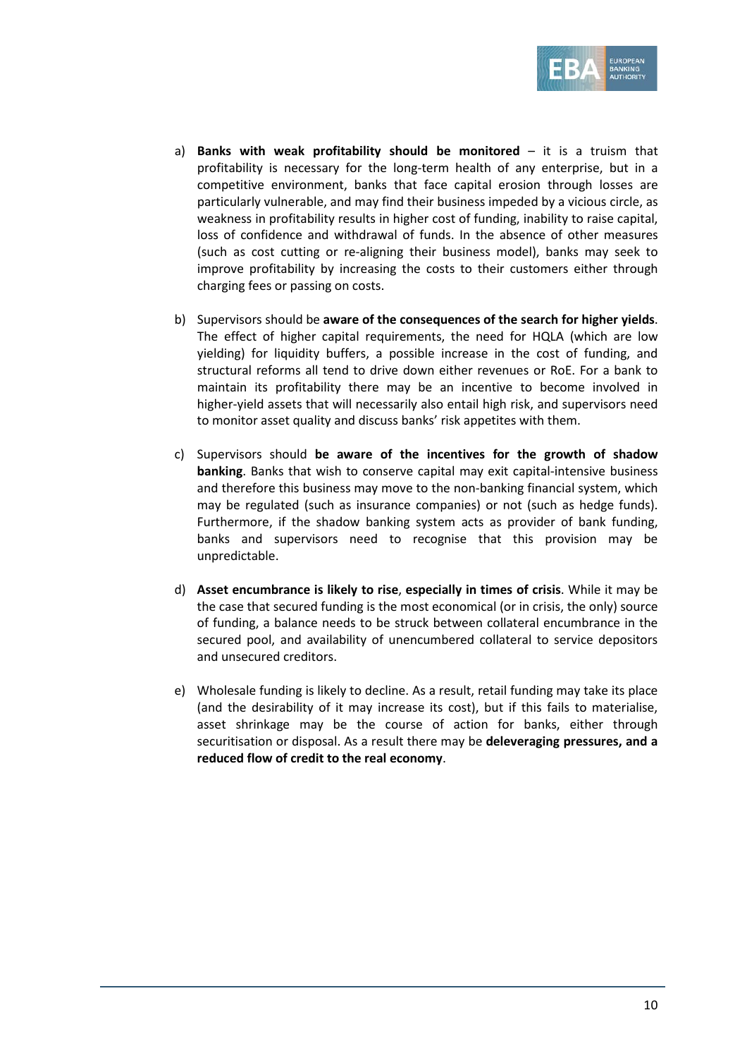a) **Banks with weak profitability should be monitored** – it is a truism that profitability is necessary for the long-term health of any enterprise, but in a competitive environment, banks that face capital erosion through losses are particularly vulnerable, and may find their business impeded by a vicious circle, as weakness in profitability results in higher cost of funding, inability to raise capital, loss of confidence and withdrawal of funds. In the absence of other measures (such as cost cutting or re-aligning their business model), banks may seek to improve profitability by increasing the costs to their customers either through charging fees or passing on costs.

b) Supervisors should be **aware of the consequences of the search for higher yields**. The effect of higher capital requirements, the need for HQLA (which are low yielding) for liquidity buffers, a possible increase in the cost of funding, and structural reforms all tend to drive down either revenues or RoE. For a bank to maintain its profitability there may be an incentive to become involved in higher-yield assets that will necessarily also entail high risk, and supervisors need to monitor asset quality and discuss banks' risk appetites with them.

c) Supervisors should **be aware of the incentives for the growth of shadow banking**. Banks that wish to conserve capital may exit capital-intensive business and therefore this business may move to the non-banking financial system, which may be regulated (such as insurance companies) or not (such as hedge funds). Furthermore, if the shadow banking system acts as provider of bank funding, banks and supervisors need to recognise that this provision may be unpredictable.

d) **Asset encumbrance is likely to rise**, **especially in times of crisis**. While it may be the case that secured funding is the most economical (or in crisis, the only) source of funding, a balance needs to be struck between collateral encumbrance in the secured pool, and availability of unencumbered collateral to service depositors and unsecured creditors.

e) Wholesale funding is likely to decline. As a result, retail funding may take its place (and the desirability of it may increase its cost), but if this fails to materialise, asset shrinkage may be the course of action for banks, either through securitisation or disposal. As a result there may be **deleveraging pressures, and a reduced flow of credit to the real economy**.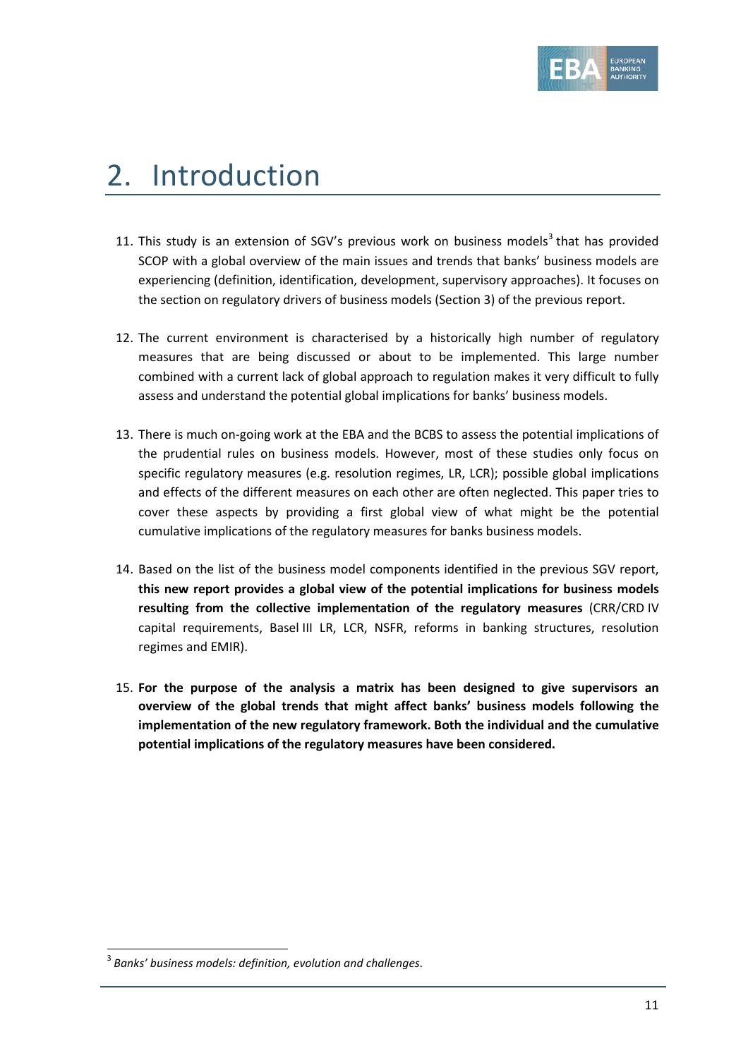# 2. Introduction

11. This study is an extension of SGV's previous work on business models[3] that has provided SCOP with a global overview of the main issues and trends that banks' business models are experiencing (definition, identification, development, supervisory approaches). It focuses on the section on regulatory drivers of business models (Section 3) of the previous report.

12. The current environment is characterised by a historically high number of regulatory measures that are being discussed or about to be implemented. This large number combined with a current lack of global approach to regulation makes it very difficult to fully assess and understand the potential global implications for banks' business models.

13. There is much on-going work at the EBA and the BCBS to assess the potential implications of the prudential rules on business models. However, most of these studies only focus on specific regulatory measures (e.g. resolution regimes, LR, LCR); possible global implications and effects of the different measures on each other are often neglected. This paper tries to cover these aspects by providing a first global view of what might be the potential cumulative implications of the regulatory measures for banks business models.

14. Based on the list of the business model components identified in the previous SGV report, **this new report provides a global view of the potential implications for business models resulting from the collective implementation of the regulatory measures** (CRR/CRD IV capital requirements, Basel III LR, LCR, NSFR, reforms in banking structures, resolution regimes and EMIR).

15. **For the purpose of the analysis a matrix has been designed to give supervisors an overview of the global trends that might affect banks' business models following the implementation of the new regulatory framework. Both the individual and the cumulative potential implications of the regulatory measures have been considered.**

[3] *Banks' business models: definition, evolution and challenges.*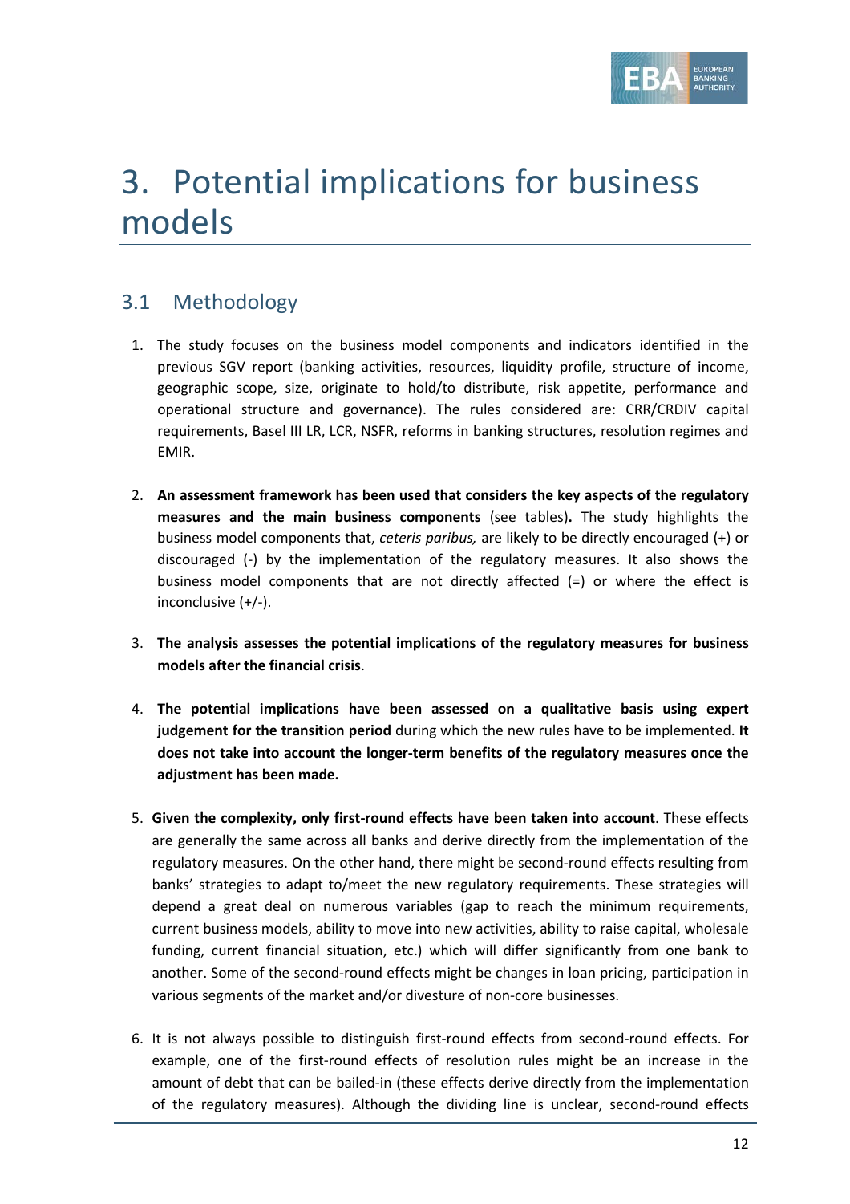# 3. Potential implications for business models

## 3.1 Methodology

1. The study focuses on the business model components and indicators identified in the previous SGV report (banking activities, resources, liquidity profile, structure of income, geographic scope, size, originate to hold/to distribute, risk appetite, performance and operational structure and governance). The rules considered are: CRR/CRDIV capital requirements, Basel III LR, LCR, NSFR, reforms in banking structures, resolution regimes and EMIR.

2. **An assessment framework has been used that considers the key aspects of the regulatory measures and the main business components** (see tables)**.** The study highlights the business model components that, *ceteris paribus,* are likely to be directly encouraged (+) or discouraged (-) by the implementation of the regulatory measures. It also shows the business model components that are not directly affected (=) or where the effect is inconclusive (+/-).

3. **The analysis assesses the potential implications of the regulatory measures for business models after the financial crisis**.

4. **The potential implications have been assessed on a qualitative basis using expert judgement for the transition period** during which the new rules have to be implemented. **It does not take into account the longer-term benefits of the regulatory measures once the adjustment has been made.**

5. **Given the complexity, only first-round effects have been taken into account**. These effects are generally the same across all banks and derive directly from the implementation of the regulatory measures. On the other hand, there might be second-round effects resulting from banks' strategies to adapt to/meet the new regulatory requirements. These strategies will depend a great deal on numerous variables (gap to reach the minimum requirements, current business models, ability to move into new activities, ability to raise capital, wholesale funding, current financial situation, etc.) which will differ significantly from one bank to another. Some of the second-round effects might be changes in loan pricing, participation in various segments of the market and/or divesture of non-core businesses.

6. It is not always possible to distinguish first-round effects from second-round effects. For example, one of the first-round effects of resolution rules might be an increase in the amount of debt that can be bailed-in (these effects derive directly from the implementation of the regulatory measures). Although the dividing line is unclear, second-round effects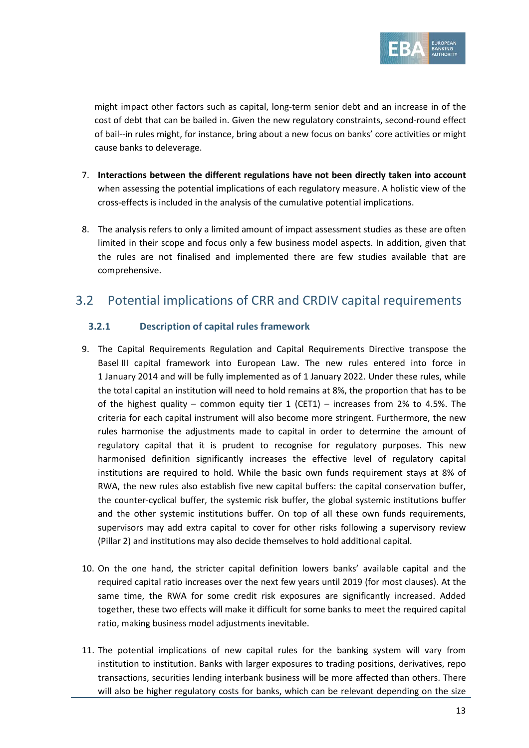might impact other factors such as capital, long-term senior debt and an increase in of the cost of debt that can be bailed in. Given the new regulatory constraints, second-round effect of bail--in rules might, for instance, bring about a new focus on banks' core activities or might cause banks to deleverage.

7. **Interactions between the different regulations have not been directly taken into account** when assessing the potential implications of each regulatory measure. A holistic view of the cross-effects is included in the analysis of the cumulative potential implications.

8. The analysis refers to only a limited amount of impact assessment studies as these are often limited in their scope and focus only a few business model aspects. In addition, given that the rules are not finalised and implemented there are few studies available that are comprehensive.

## 3.2 Potential implications of CRR and CRDIV capital requirements

### 3.2.1 Description of capital rules framework

9. The Capital Requirements Regulation and Capital Requirements Directive transpose the Basel III capital framework into European Law. The new rules entered into force in 1 January 2014 and will be fully implemented as of 1 January 2022. Under these rules, while the total capital an institution will need to hold remains at 8%, the proportion that has to be of the highest quality – common equity tier 1 (CET1) – increases from 2% to 4.5%. The criteria for each capital instrument will also become more stringent. Furthermore, the new rules harmonise the adjustments made to capital in order to determine the amount of regulatory capital that it is prudent to recognise for regulatory purposes. This new harmonised definition significantly increases the effective level of regulatory capital institutions are required to hold. While the basic own funds requirement stays at 8% of RWA, the new rules also establish five new capital buffers: the capital conservation buffer, the counter-cyclical buffer, the systemic risk buffer, the global systemic institutions buffer and the other systemic institutions buffer. On top of all these own funds requirements, supervisors may add extra capital to cover for other risks following a supervisory review (Pillar 2) and institutions may also decide themselves to hold additional capital.

10. On the one hand, the stricter capital definition lowers banks' available capital and the required capital ratio increases over the next few years until 2019 (for most clauses). At the same time, the RWA for some credit risk exposures are significantly increased. Added together, these two effects will make it difficult for some banks to meet the required capital ratio, making business model adjustments inevitable.

11. The potential implications of new capital rules for the banking system will vary from institution to institution. Banks with larger exposures to trading positions, derivatives, repo transactions, securities lending interbank business will be more affected than others. There will also be higher regulatory costs for banks, which can be relevant depending on the size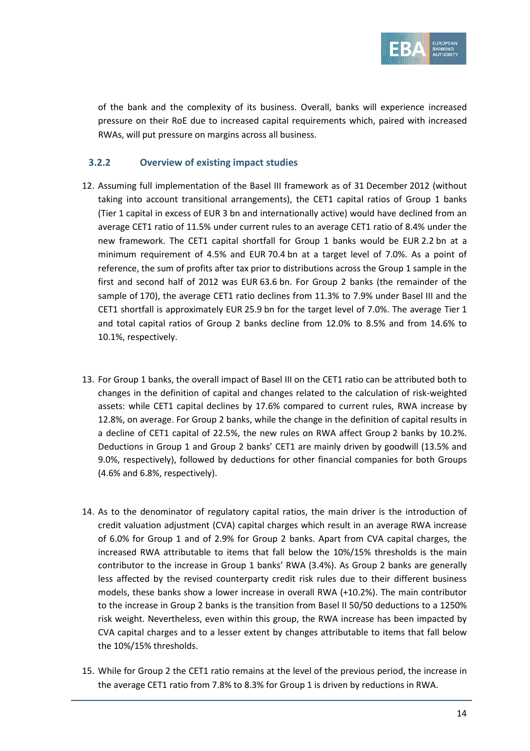of the bank and the complexity of its business. Overall, banks will experience increased pressure on their RoE due to increased capital requirements which, paired with increased RWAs, will put pressure on margins across all business.

### 3.2.2 Overview of existing impact studies

12. Assuming full implementation of the Basel III framework as of 31 December 2012 (without taking into account transitional arrangements), the CET1 capital ratios of Group 1 banks (Tier 1 capital in excess of EUR 3 bn and internationally active) would have declined from an average CET1 ratio of 11.5% under current rules to an average CET1 ratio of 8.4% under the new framework. The CET1 capital shortfall for Group 1 banks would be EUR 2.2 bn at a minimum requirement of 4.5% and EUR 70.4 bn at a target level of 7.0%. As a point of reference, the sum of profits after tax prior to distributions across the Group 1 sample in the first and second half of 2012 was EUR 63.6 bn. For Group 2 banks (the remainder of the sample of 170), the average CET1 ratio declines from 11.3% to 7.9% under Basel III and the CET1 shortfall is approximately EUR 25.9 bn for the target level of 7.0%. The average Tier 1 and total capital ratios of Group 2 banks decline from 12.0% to 8.5% and from 14.6% to 10.1%, respectively.

13. For Group 1 banks, the overall impact of Basel III on the CET1 ratio can be attributed both to changes in the definition of capital and changes related to the calculation of risk-weighted assets: while CET1 capital declines by 17.6% compared to current rules, RWA increase by 12.8%, on average. For Group 2 banks, while the change in the definition of capital results in a decline of CET1 capital of 22.5%, the new rules on RWA affect Group 2 banks by 10.2%. Deductions in Group 1 and Group 2 banks' CET1 are mainly driven by goodwill (13.5% and 9.0%, respectively), followed by deductions for other financial companies for both Groups (4.6% and 6.8%, respectively).

14. As to the denominator of regulatory capital ratios, the main driver is the introduction of credit valuation adjustment (CVA) capital charges which result in an average RWA increase of 6.0% for Group 1 and of 2.9% for Group 2 banks. Apart from CVA capital charges, the increased RWA attributable to items that fall below the 10%/15% thresholds is the main contributor to the increase in Group 1 banks' RWA (3.4%). As Group 2 banks are generally less affected by the revised counterparty credit risk rules due to their different business models, these banks show a lower increase in overall RWA (+10.2%). The main contributor to the increase in Group 2 banks is the transition from Basel II 50/50 deductions to a 1250% risk weight. Nevertheless, even within this group, the RWA increase has been impacted by CVA capital charges and to a lesser extent by changes attributable to items that fall below the 10%/15% thresholds.

15. While for Group 2 the CET1 ratio remains at the level of the previous period, the increase in the average CET1 ratio from 7.8% to 8.3% for Group 1 is driven by reductions in RWA.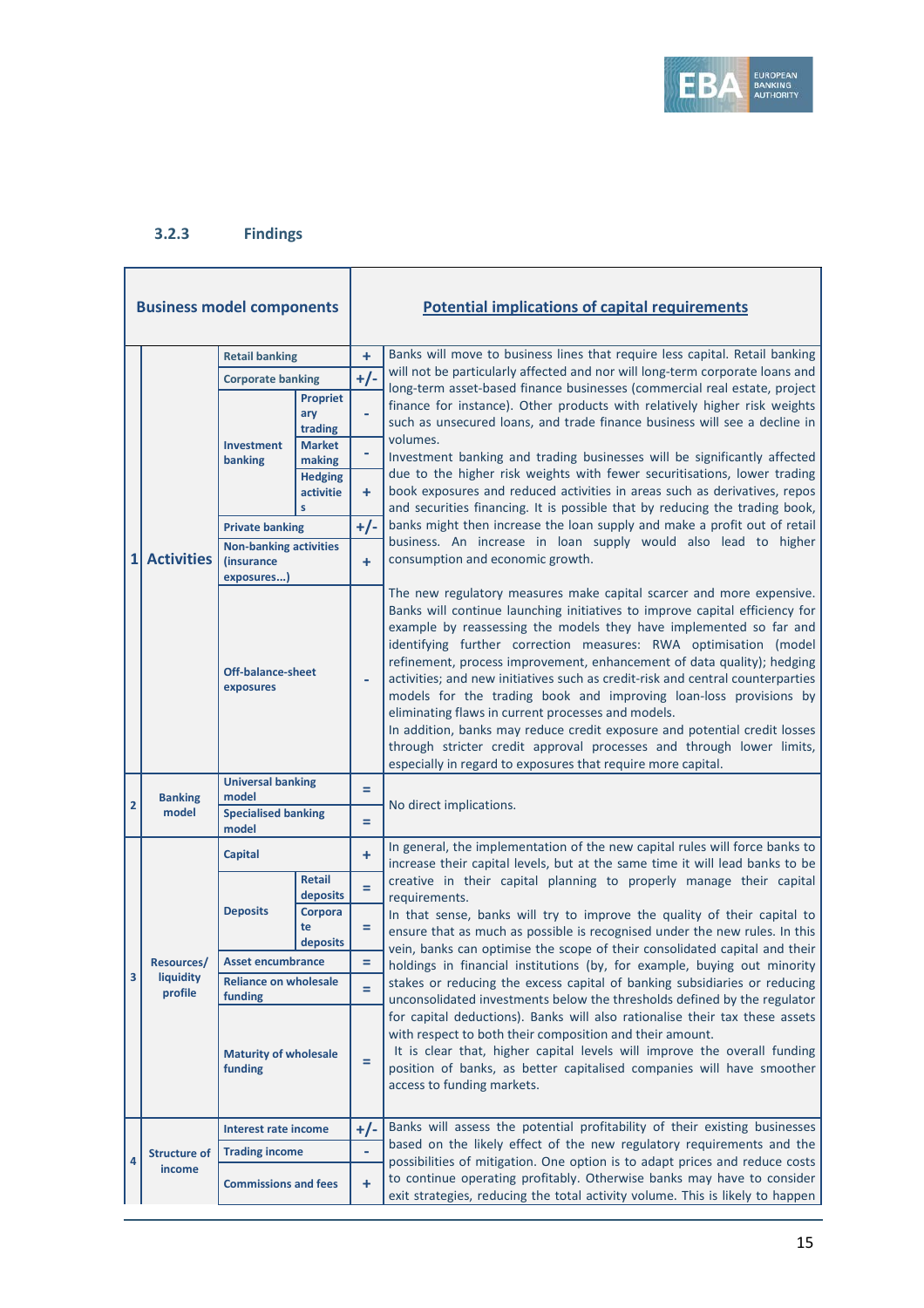### 3.2.3 Findings

| Business model components | | | | | Potential implications of capital requirements |
|---|---|---|---|---|---|
| 1 | Activities | Retail banking | | + | Banks will move to business lines that require less capital. Retail banking will not be particularly affected and nor will long-term corporate loans and long-term asset-based finance businesses (commercial real estate, project finance for instance). Other products with relatively higher risk weights such as unsecured loans, and trade finance business will see a decline in volumes.<br>Investment banking and trading businesses will be significantly affected due to the higher risk weights with fewer securitisations, lower trading book exposures and reduced activities in areas such as derivatives, repos and securities financing. It is possible that by reducing the trading book, banks might then increase the loan supply and make a profit out of retail business. An increase in loan supply would also lead to higher consumption and economic growth. |
| | | Corporate banking | | +/- | |
| | | Investment banking | Proprietary trading | - | |
| | | | Market making | - | |
| | | | Hedging activities | + | |
| | | Private banking | | +/- | |
| | | Non-banking activities (insurance exposures...) | | + | |
| | | Off-balance-sheet exposures | | - | The new regulatory measures make capital scarcer and more expensive. Banks will continue launching initiatives to improve capital efficiency for example by reassessing the models they have implemented so far and identifying further correction measures: RWA optimisation (model refinement, process improvement, enhancement of data quality); hedging activities; and new initiatives such as credit-risk and central counterparties models for the trading book and improving loan-loss provisions by eliminating flaws in current processes and models.<br>In addition, banks may reduce credit exposure and potential credit losses through stricter credit approval processes and through lower limits, especially in regard to exposures that require more capital. |
| 2 | Banking model | Universal banking model | | = | No direct implications. |
| | | Specialised banking model | | = | |
| 3 | Resources/ liquidity profile | Capital | | + | In general, the implementation of the new capital rules will force banks to increase their capital levels, but at the same time it will lead banks to be creative in their capital planning to properly manage their capital requirements.<br>In that sense, banks will try to improve the quality of their capital to ensure that as much as possible is recognised under the new rules. In this vein, banks can optimise the scope of their consolidated capital and their holdings in financial institutions (by, for example, buying out minority stakes or reducing the excess capital of banking subsidiaries or reducing unconsolidated investments below the thresholds defined by the regulator for capital deductions). Banks will also rationalise their tax these assets with respect to both their composition and their amount.<br>It is clear that, higher capital levels will improve the overall funding position of banks, as better capitalised companies will have smoother access to funding markets. |
| | | Deposits | Retail deposits | = | |
| | | | Corporate deposits | = | |
| | | Asset encumbrance | | = | |
| | | Reliance on wholesale funding | | = | |
| | | Maturity of wholesale funding | | = | |
| 4 | Structure of income | Interest rate income | | +/- | Banks will assess the potential profitability of their existing businesses based on the likely effect of the new regulatory requirements and the possibilities of mitigation. One option is to adapt prices and reduce costs to continue operating profitably. Otherwise banks may have to consider exit strategies, reducing the total activity volume. This is likely to happen |
| | | Trading income | | - | |
| | | Commissions and fees | | + | |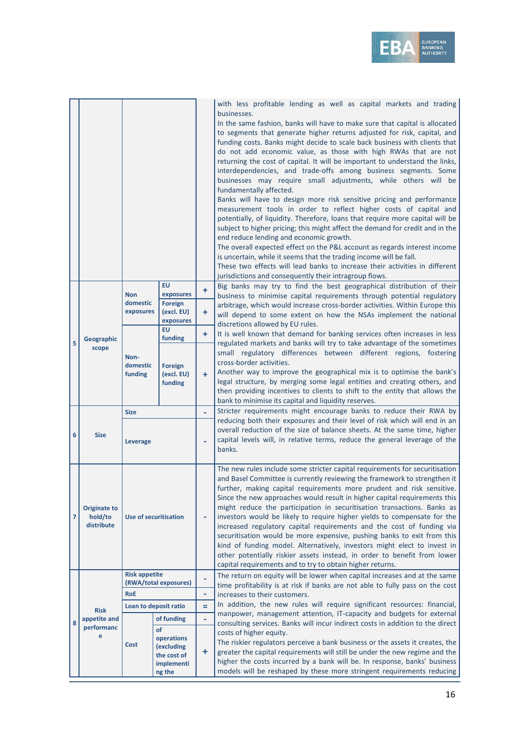| | | | | | |
|---|---|---|---|---|---|
| | | | | | with less profitable lending as well as capital markets and trading businesses.<br>In the same fashion, banks will have to make sure that capital is allocated to segments that generate higher returns adjusted for risk, capital, and funding costs. Banks might decide to scale back business with clients that do not add economic value, as those with high RWAs that are not returning the cost of capital. It will be important to understand the links, interdependencies, and trade-offs among business segments. Some businesses may require small adjustments, while others will be fundamentally affected.<br>Banks will have to design more risk sensitive pricing and performance measurement tools in order to reflect higher costs of capital and potentially, of liquidity. Therefore, loans that require more capital will be subject to higher pricing; this might affect the demand for credit and in the end reduce lending and economic growth.<br>The overall expected effect on the P&L account as regards interest income is uncertain, while it seems that the trading income will be fall.<br>These two effects will lead banks to increase their activities in different jurisdictions and consequently their intragroup flows. |
| 5 | **Geographic scope** | **Non domestic exposures** | **EU exposures** | + | Big banks may try to find the best geographical distribution of their business to minimise capital requirements through potential regulatory arbitrage, which would increase cross-border activities. Within Europe this will depend to some extent on how the NSAs implement the national discretions allowed by EU rules.<br>It is well known that demand for banking services often increases in less regulated markets and banks will try to take advantage of the sometimes small regulatory differences between different regions, fostering cross-border activities.<br>Another way to improve the geographical mix is to optimise the bank's legal structure, by merging some legal entities and creating others, and then providing incentives to clients to shift to the entity that allows the bank to minimise its capital and liquidity reserves. |
| | | | **Foreign (excl. EU) exposures** | + | |
| | | **Non-domestic funding** | **EU funding** | + | |
| | | | **Foreign (excl. EU) funding** | + | |
| 6 | **Size** | **Size** | | - | Stricter requirements might encourage banks to reduce their RWA by reducing both their exposures and their level of risk which will end in an overall reduction of the size of balance sheets. At the same time, higher capital levels will, in relative terms, reduce the general leverage of the banks. |
| | | **Leverage** | | - | |
| 7 | **Originate to hold/to distribute** | **Use of securitisation** | | - | The new rules include some stricter capital requirements for securitisation and Basel Committee is currently reviewing the framework to strengthen it further, making capital requirements more prudent and risk sensitive. Since the new approaches would result in higher capital requirements this might reduce the participation in securitisation transactions. Banks as investors would be likely to require higher yields to compensate for the increased regulatory capital requirements and the cost of funding via securitisation would be more expensive, pushing banks to exit from this kind of funding model. Alternatively, investors might elect to invest in other potentially riskier assets instead, in order to benefit from lower capital requirements and to try to obtain higher returns. |
| 8 | **Risk appetite and performance** | **Risk appetite (RWA/total exposures)** | | - | The return on equity will be lower when capital increases and at the same time profitability is at risk if banks are not able to fully pass on the cost increases to their customers.<br>In addition, the new rules will require significant resources: financial, manpower, management attention, IT-capacity and budgets for external consulting services. Banks will incur indirect costs in addition to the direct costs of higher equity.<br>The riskier regulators perceive a bank business or the assets it creates, the greater the capital requirements will still be under the new regime and the higher the costs incurred by a bank will be. In response, banks' business models will be reshaped by these more stringent requirements reducing |
| | | **RoE** | | - | |
| | | **Loan to deposit ratio** | | = | |
| | | **Cost** | **of funding** | - | |
| | | | **of operations (excluding the cost of implementing the** | + | |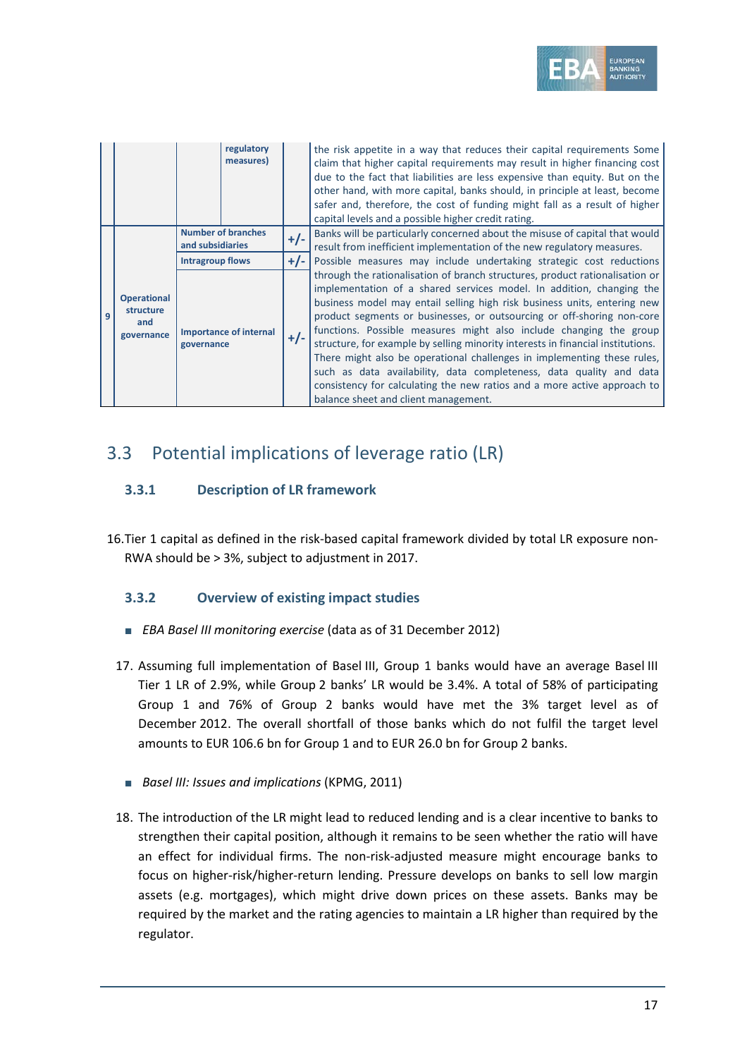| | | | | |
|---|---|---|---|---|
| | | regulatory measures) | | the risk appetite in a way that reduces their capital requirements Some claim that higher capital requirements may result in higher financing cost due to the fact that liabilities are less expensive than equity. But on the other hand, with more capital, banks should, in principle at least, become safer and, therefore, the cost of funding might fall as a result of higher capital levels and a possible higher credit rating. |
| 9 | **Operational structure and governance** | **Number of branches and subsidiaries** | +/- | Banks will be particularly concerned about the misuse of capital that would result from inefficient implementation of the new regulatory measures. |
| | | **Intragroup flows** | +/- | Possible measures may include undertaking strategic cost reductions through the rationalisation of branch structures, product rationalisation or implementation of a shared services model. In addition, changing the business model may entail selling high risk business units, entering new product segments or businesses, or outsourcing or off-shoring non-core functions. Possible measures might also include changing the group structure, for example by selling minority interests in financial institutions. There might also be operational challenges in implementing these rules, such as data availability, data completeness, data quality and data consistency for calculating the new ratios and a more active approach to balance sheet and client management. |
| | | **Importance of internal governance** | +/- | |

## 3.3 Potential implications of leverage ratio (LR)

### 3.3.1 Description of LR framework

16. Tier 1 capital as defined in the risk-based capital framework divided by total LR exposure non-RWA should be > 3%, subject to adjustment in 2017.

### 3.3.2 Overview of existing impact studies

- *EBA Basel III monitoring exercise* (data as of 31 December 2012)

17. Assuming full implementation of Basel III, Group 1 banks would have an average Basel III Tier 1 LR of 2.9%, while Group 2 banks' LR would be 3.4%. A total of 58% of participating Group 1 and 76% of Group 2 banks would have met the 3% target level as of December 2012. The overall shortfall of those banks which do not fulfil the target level amounts to EUR 106.6 bn for Group 1 and to EUR 26.0 bn for Group 2 banks.

- *Basel III: Issues and implications* (KPMG, 2011)

18. The introduction of the LR might lead to reduced lending and is a clear incentive to banks to strengthen their capital position, although it remains to be seen whether the ratio will have an effect for individual firms. The non-risk-adjusted measure might encourage banks to focus on higher-risk/higher-return lending. Pressure develops on banks to sell low margin assets (e.g. mortgages), which might drive down prices on these assets. Banks may be required by the market and the rating agencies to maintain a LR higher than required by the regulator.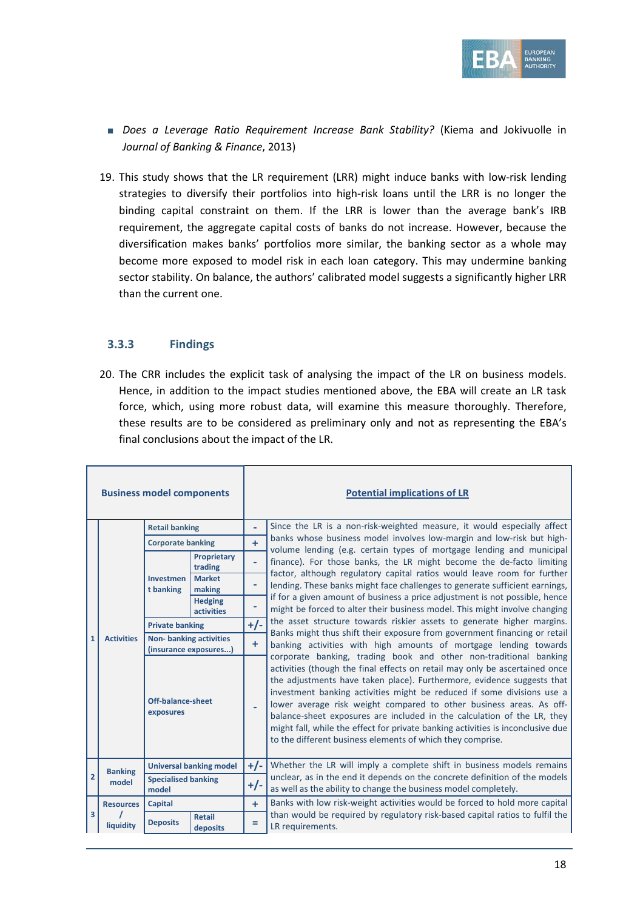- *Does a Leverage Ratio Requirement Increase Bank Stability?* (Kiema and Jokivuolle in *Journal of Banking & Finance*, 2013)

19. This study shows that the LR requirement (LRR) might induce banks with low-risk lending strategies to diversify their portfolios into high-risk loans until the LRR is no longer the binding capital constraint on them. If the LRR is lower than the average bank's IRB requirement, the aggregate capital costs of banks do not increase. However, because the diversification makes banks' portfolios more similar, the banking sector as a whole may become more exposed to model risk in each loan category. This may undermine banking sector stability. On balance, the authors' calibrated model suggests a significantly higher LRR than the current one.

### 3.3.3 Findings

20. The CRR includes the explicit task of analysing the impact of the LR on business models. Hence, in addition to the impact studies mentioned above, the EBA will create an LR task force, which, using more robust data, will examine this measure thoroughly. Therefore, these results are to be considered as preliminary only and not as representing the EBA's final conclusions about the impact of the LR.

| Business model components | | | | | Potential implications of LR |
|---|---|---|---|---|---|
| 1 | Activities | Retail banking | | - | Since the LR is a non-risk-weighted measure, it would especially affect banks whose business model involves low-margin and low-risk but high-volume lending (e.g. certain types of mortgage lending and municipal finance). For those banks, the LR might become the de-facto limiting factor, although regulatory capital ratios would leave room for further lending. These banks might face challenges to generate sufficient earnings, if for a given amount of business a price adjustment is not possible, hence might be forced to alter their business model. This might involve changing the asset structure towards riskier assets to generate higher margins. Banks might thus shift their exposure from government financing or retail banking activities with high amounts of mortgage lending towards corporate banking, trading book and other non-traditional banking activities (though the final effects on retail may only be ascertained once the adjustments have taken place). Furthermore, evidence suggests that investment banking activities might be reduced if some divisions use a lower average risk weight compared to other business areas. As off-balance-sheet exposures are included in the calculation of the LR, they might fall, while the effect for private banking activities is inconclusive due to the different business elements of which they comprise. |
| | | Corporate banking | | + | |
| | | Investment banking | Proprietary trading | - | |
| | | | Market making | - | |
| | | | Hedging activities | - | |
| | | Private banking | | +/- | |
| | | Non- banking activities (insurance exposures...) | | + | |
| | | Off-balance-sheet exposures | | - | |
| 2 | Banking model | Universal banking model | | +/- | Whether the LR will imply a complete shift in business models remains unclear, as in the end it depends on the concrete definition of the models as well as the ability to change the business model completely. |
| | | Specialised banking model | | +/- | |
| 3 | Resources / liquidity | Capital | | + | Banks with low risk-weight activities would be forced to hold more capital than would be required by regulatory risk-based capital ratios to fulfil the LR requirements. |
| | | Deposits | Retail deposits | = | |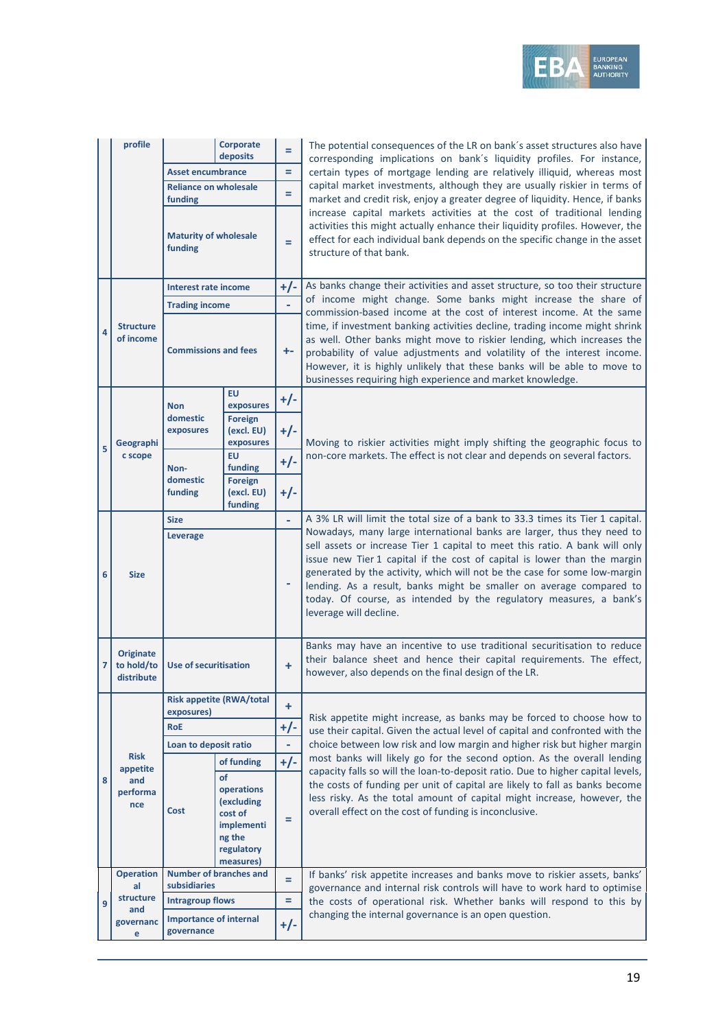| | | | | | |
|---|---|---|---|---|---|
| | profile | | Corporate deposits | = | The potential consequences of the LR on bank´s asset structures also have corresponding implications on bank´s liquidity profiles. For instance, certain types of mortgage lending are relatively illiquid, whereas most capital market investments, although they are usually riskier in terms of market and credit risk, enjoy a greater degree of liquidity. Hence, if banks increase capital markets activities at the cost of traditional lending activities this might actually enhance their liquidity profiles. However, the effect for each individual bank depends on the specific change in the asset structure of that bank. |
| | | Asset encumbrance | | = | |
| | | Reliance on wholesale funding | | = | |
| | | Maturity of wholesale funding | | = | |
| 4 | Structure of income | Interest rate income | | +/- | As banks change their activities and asset structure, so too their structure of income might change. Some banks might increase the share of commission-based income at the cost of interest income. At the same time, if investment banking activities decline, trading income might shrink as well. Other banks might move to riskier lending, which increases the probability of value adjustments and volatility of the interest income. However, it is highly unlikely that these banks will be able to move to businesses requiring high experience and market knowledge. |
| | | Trading income | | - | |
| | | Commissions and fees | | +- | |
| 5 | Geographic scope | Non domestic exposures | EU exposures | +/- | Moving to riskier activities might imply shifting the geographic focus to non-core markets. The effect is not clear and depends on several factors. |
| | | | Foreign (excl. EU) exposures | +/- | |
| | | Non-domestic funding | EU funding | +/- | |
| | | | Foreign (excl. EU) funding | +/- | |
| 6 | Size | Size | | - | A 3% LR will limit the total size of a bank to 33.3 times its Tier 1 capital. Nowadays, many large international banks are larger, thus they need to sell assets or increase Tier 1 capital to meet this ratio. A bank will only issue new Tier 1 capital if the cost of capital is lower than the margin generated by the activity, which will not be the case for some low-margin lending. As a result, banks might be smaller on average compared to today. Of course, as intended by the regulatory measures, a bank's leverage will decline. |
| | | Leverage | | - | |
| 7 | Originate to hold/to distribute | Use of securitisation | | + | Banks may have an incentive to use traditional securitisation to reduce their balance sheet and hence their capital requirements. The effect, however, also depends on the final design of the LR. |
| 8 | Risk appetite and performance | Risk appetite (RWA/total exposures) | | + | Risk appetite might increase, as banks may be forced to choose how to use their capital. Given the actual level of capital and confronted with the choice between low risk and low margin and higher risk but higher margin most banks will likely go for the second option. As the overall lending capacity falls so will the loan-to-deposit ratio. Due to higher capital levels, the costs of funding per unit of capital are likely to fall as banks become less risky. As the total amount of capital might increase, however, the overall effect on the cost of funding is inconclusive. |
| | | RoE | | +/- | |
| | | Loan to deposit ratio | | - | |
| | | Cost | of funding | +/- | |
| | | | of operations (excluding cost of implementing the regulatory measures) | = | |
| 9 | Operational structure and governance | Number of branches and subsidiaries | | = | If banks' risk appetite increases and banks move to riskier assets, banks' governance and internal risk controls will have to work hard to optimise the costs of operational risk. Whether banks will respond to this by changing the internal governance is an open question. |
| | | Intragroup flows | | = | |
| | | Importance of internal governance | | +/- | |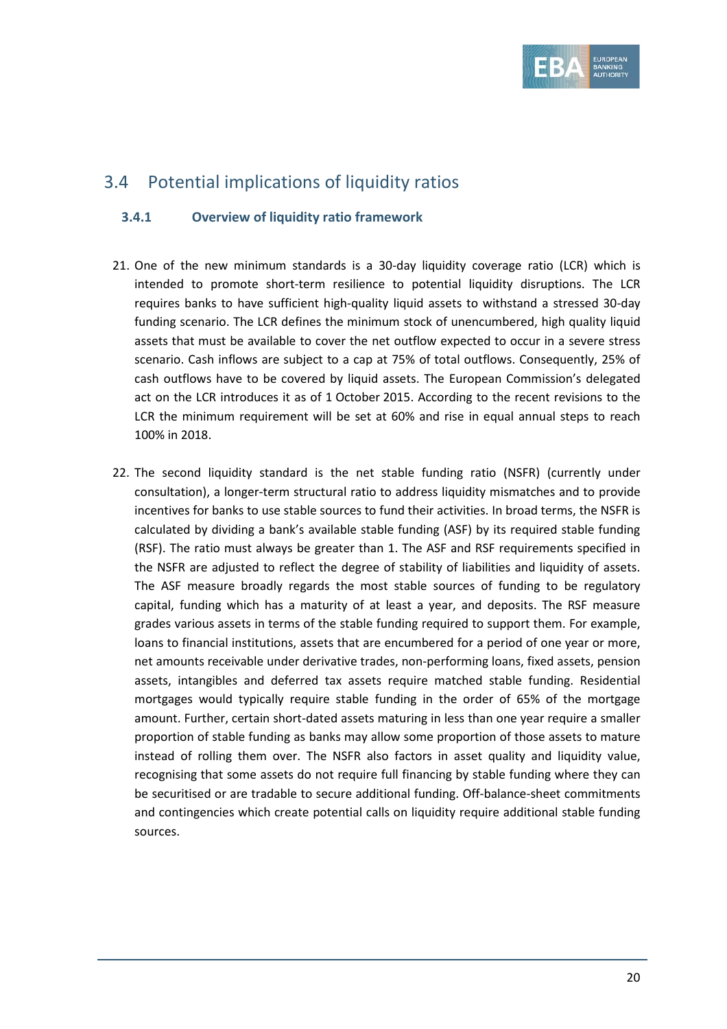## 3.4 Potential implications of liquidity ratios

### 3.4.1 Overview of liquidity ratio framework

21. One of the new minimum standards is a 30-day liquidity coverage ratio (LCR) which is intended to promote short-term resilience to potential liquidity disruptions. The LCR requires banks to have sufficient high-quality liquid assets to withstand a stressed 30-day funding scenario. The LCR defines the minimum stock of unencumbered, high quality liquid assets that must be available to cover the net outflow expected to occur in a severe stress scenario. Cash inflows are subject to a cap at 75% of total outflows. Consequently, 25% of cash outflows have to be covered by liquid assets. The European Commission's delegated act on the LCR introduces it as of 1 October 2015. According to the recent revisions to the LCR the minimum requirement will be set at 60% and rise in equal annual steps to reach 100% in 2018.

22. The second liquidity standard is the net stable funding ratio (NSFR) (currently under consultation), a longer-term structural ratio to address liquidity mismatches and to provide incentives for banks to use stable sources to fund their activities. In broad terms, the NSFR is calculated by dividing a bank's available stable funding (ASF) by its required stable funding (RSF). The ratio must always be greater than 1. The ASF and RSF requirements specified in the NSFR are adjusted to reflect the degree of stability of liabilities and liquidity of assets. The ASF measure broadly regards the most stable sources of funding to be regulatory capital, funding which has a maturity of at least a year, and deposits. The RSF measure grades various assets in terms of the stable funding required to support them. For example, loans to financial institutions, assets that are encumbered for a period of one year or more, net amounts receivable under derivative trades, non-performing loans, fixed assets, pension assets, intangibles and deferred tax assets require matched stable funding. Residential mortgages would typically require stable funding in the order of 65% of the mortgage amount. Further, certain short-dated assets maturing in less than one year require a smaller proportion of stable funding as banks may allow some proportion of those assets to mature instead of rolling them over. The NSFR also factors in asset quality and liquidity value, recognising that some assets do not require full financing by stable funding where they can be securitised or are tradable to secure additional funding. Off-balance-sheet commitments and contingencies which create potential calls on liquidity require additional stable funding sources.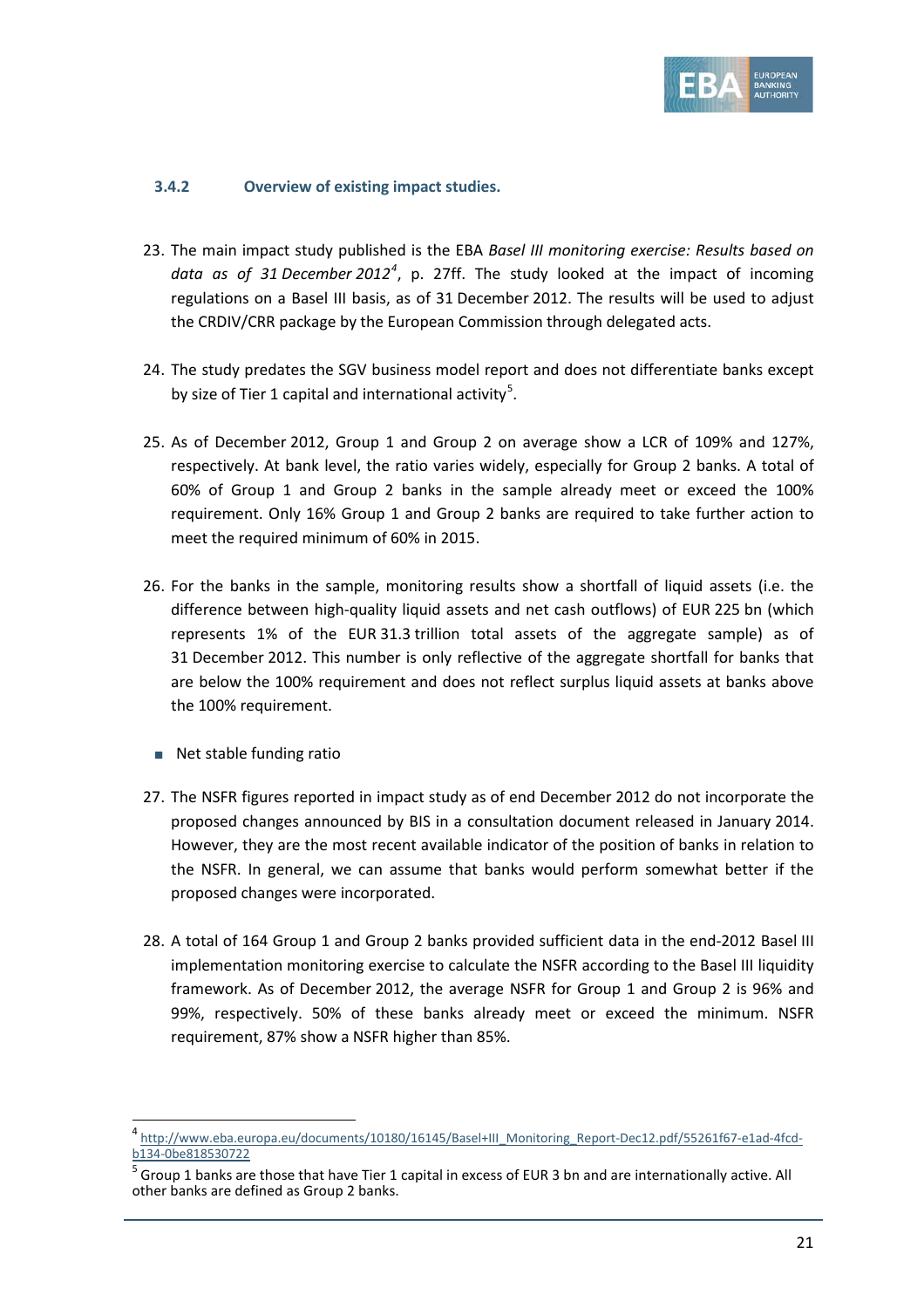### 3.4.2 Overview of existing impact studies.

23. The main impact study published is the EBA *Basel III monitoring exercise: Results based on data as of 31 December 2012*[4], p. 27ff. The study looked at the impact of incoming regulations on a Basel III basis, as of 31 December 2012. The results will be used to adjust the CRDIV/CRR package by the European Commission through delegated acts.

24. The study predates the SGV business model report and does not differentiate banks except by size of Tier 1 capital and international activity[5].

25. As of December 2012, Group 1 and Group 2 on average show a LCR of 109% and 127%, respectively. At bank level, the ratio varies widely, especially for Group 2 banks. A total of 60% of Group 1 and Group 2 banks in the sample already meet or exceed the 100% requirement. Only 16% Group 1 and Group 2 banks are required to take further action to meet the required minimum of 60% in 2015.

26. For the banks in the sample, monitoring results show a shortfall of liquid assets (i.e. the difference between high-quality liquid assets and net cash outflows) of EUR 225 bn (which represents 1% of the EUR 31.3 trillion total assets of the aggregate sample) as of 31 December 2012. This number is only reflective of the aggregate shortfall for banks that are below the 100% requirement and does not reflect surplus liquid assets at banks above the 100% requirement.

- Net stable funding ratio

27. The NSFR figures reported in impact study as of end December 2012 do not incorporate the proposed changes announced by BIS in a consultation document released in January 2014. However, they are the most recent available indicator of the position of banks in relation to the NSFR. In general, we can assume that banks would perform somewhat better if the proposed changes were incorporated.

28. A total of 164 Group 1 and Group 2 banks provided sufficient data in the end-2012 Basel III implementation monitoring exercise to calculate the NSFR according to the Basel III liquidity framework. As of December 2012, the average NSFR for Group 1 and Group 2 is 96% and 99%, respectively. 50% of these banks already meet or exceed the minimum. NSFR requirement, 87% show a NSFR higher than 85%.

---

[4] http://www.eba.europa.eu/documents/10180/16145/Basel+III_Monitoring_Report-Dec12.pdf/55261f67-e1ad-4fcd-b134-0be818530722

[5] Group 1 banks are those that have Tier 1 capital in excess of EUR 3 bn and are internationally active. All other banks are defined as Group 2 banks.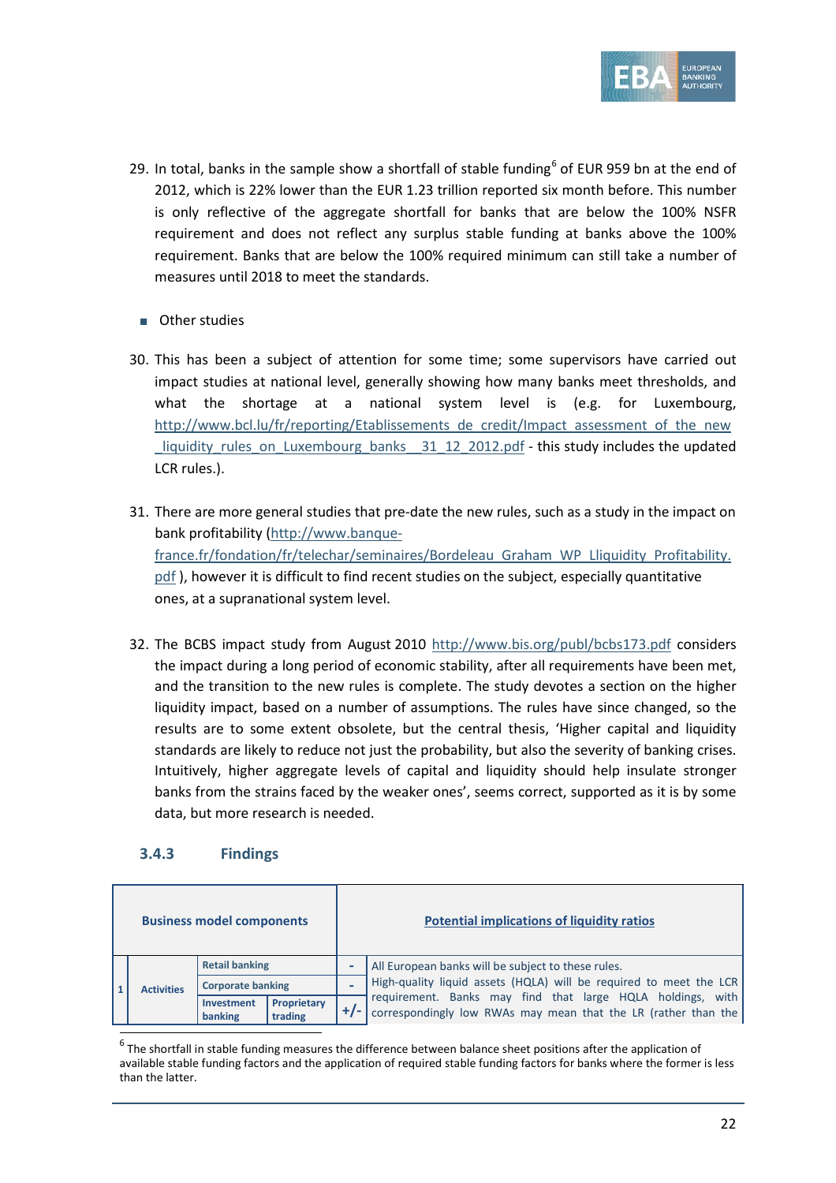29. In total, banks in the sample show a shortfall of stable funding[6] of EUR 959 bn at the end of 2012, which is 22% lower than the EUR 1.23 trillion reported six month before. This number is only reflective of the aggregate shortfall for banks that are below the 100% NSFR requirement and does not reflect any surplus stable funding at banks above the 100% requirement. Banks that are below the 100% required minimum can still take a number of measures until 2018 to meet the standards.

- Other studies

30. This has been a subject of attention for some time; some supervisors have carried out impact studies at national level, generally showing how many banks meet thresholds, and what the shortage at a national system level is (e.g. for Luxembourg, http://www.bcl.lu/fr/reporting/Etablissements_de_credit/Impact_assessment_of_the_new_liquidity_rules_on_Luxembourg_banks__31_12_2012.pdf - this study includes the updated LCR rules.).

31. There are more general studies that pre-date the new rules, such as a study in the impact on bank profitability (http://www.banque-france.fr/fondation/fr/telechar/seminaires/Bordeleau_Graham_WP_Lliquidity_Profitability.pdf ), however it is difficult to find recent studies on the subject, especially quantitative ones, at a supranational system level.

32. The BCBS impact study from August 2010 http://www.bis.org/publ/bcbs173.pdf considers the impact during a long period of economic stability, after all requirements have been met, and the transition to the new rules is complete. The study devotes a section on the higher liquidity impact, based on a number of assumptions. The rules have since changed, so the results are to some extent obsolete, but the central thesis, 'Higher capital and liquidity standards are likely to reduce not just the probability, but also the severity of banking crises. Intuitively, higher aggregate levels of capital and liquidity should help insulate stronger banks from the strains faced by the weaker ones', seems correct, supported as it is by some data, but more research is needed.

### 3.4.3 Findings

| Business model components | | | | | Potential implications of liquidity ratios |
|---|---|---|---|---|---|
| 1 | Activities | Retail banking | | - | All European banks will be subject to these rules. High-quality liquid assets (HQLA) will be required to meet the LCR requirement. Banks may find that large HQLA holdings, with correspondingly low RWAs may mean that the LR (rather than the |
| | | Corporate banking | | - | |
| | | Investment banking | Proprietary trading | +/- | |

[6] The shortfall in stable funding measures the difference between balance sheet positions after the application of available stable funding factors and the application of required stable funding factors for banks where the former is less than the latter.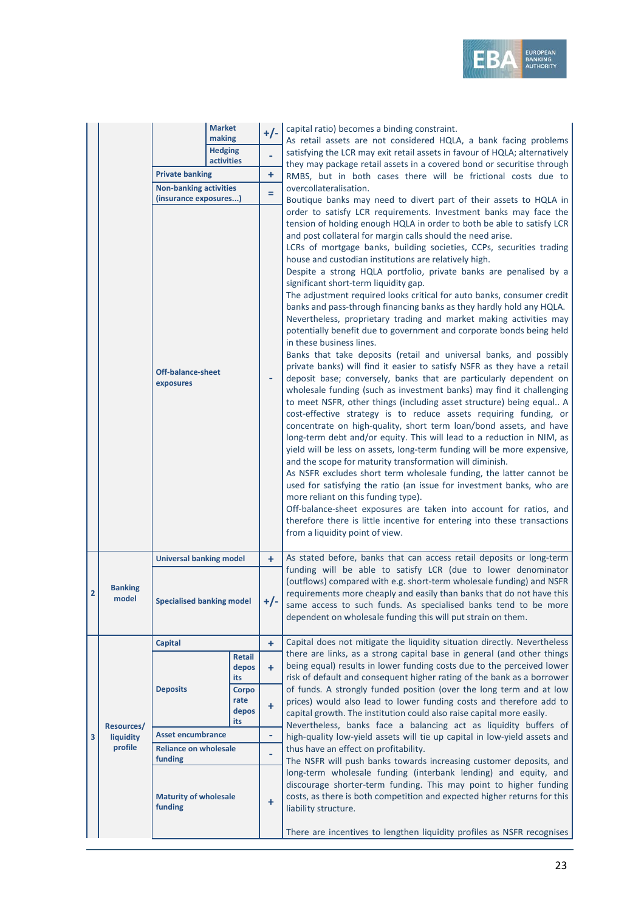| | | | | | |
|---|---|---|---|---|---|
| | | | Market making | +/- | capital ratio) becomes a binding constraint. As retail assets are not considered HQLA, a bank facing problems satisfying the LCR may exit retail assets in favour of HQLA; alternatively they may package retail assets in a covered bond or securitise through RMBS, but in both cases there will be frictional costs due to overcollateralisation. Boutique banks may need to divert part of their assets to HQLA in order to satisfy LCR requirements. Investment banks may face the tension of holding enough HQLA in order to both be able to satisfy LCR and post collateral for margin calls should the need arise. LCRs of mortgage banks, building societies, CCPs, securities trading house and custodian institutions are relatively high. Despite a strong HQLA portfolio, private banks are penalised by a significant short-term liquidity gap. The adjustment required looks critical for auto banks, consumer credit banks and pass-through financing banks as they hardly hold any HQLA. Nevertheless, proprietary trading and market making activities may potentially benefit due to government and corporate bonds being held in these business lines. Banks that take deposits (retail and universal banks, and possibly private banks) will find it easier to satisfy NSFR as they have a retail deposit base; conversely, banks that are particularly dependent on wholesale funding (such as investment banks) may find it challenging to meet NSFR, other things (including asset structure) being equal.. A cost-effective strategy is to reduce assets requiring funding, or concentrate on high-quality, short term loan/bond assets, and have long-term debt and/or equity. This will lead to a reduction in NIM, as yield will be less on assets, long-term funding will be more expensive, and the scope for maturity transformation will diminish. As NSFR excludes short term wholesale funding, the latter cannot be used for satisfying the ratio (an issue for investment banks, who are more reliant on this funding type). Off-balance-sheet exposures are taken into account for ratios, and therefore there is little incentive for entering into these transactions from a liquidity point of view. |
| | | | Hedging activities | - | |
| | | Private banking | | + | |
| | | Non-banking activities (insurance exposures...) | | = | |
| | | Off-balance-sheet exposures | | - | |
| 2 | Banking model | Universal banking model | | + | As stated before, banks that can access retail deposits or long-term funding will be able to satisfy LCR (due to lower denominator (outflows) compared with e.g. short-term wholesale funding) and NSFR requirements more cheaply and easily than banks that do not have this same access to such funds. As specialised banks tend to be more dependent on wholesale funding this will put strain on them. |
| | | Specialised banking model | | +/- | |
| 3 | Resources/ liquidity profile | Capital | | + | Capital does not mitigate the liquidity situation directly. Nevertheless there are links, as a strong capital base in general (and other things being equal) results in lower funding costs due to the perceived lower risk of default and consequent higher rating of the bank as a borrower of funds. A strongly funded position (over the long term and at low prices) would also lead to lower funding costs and therefore add to capital growth. The institution could also raise capital more easily. Nevertheless, banks face a balancing act as liquidity buffers of high-quality low-yield assets will tie up capital in low-yield assets and thus have an effect on profitability. The NSFR will push banks towards increasing customer deposits, and long-term wholesale funding (interbank lending) and equity, and discourage shorter-term funding. This may point to higher funding costs, as there is both competition and expected higher returns for this liability structure. <br><br> There are incentives to lengthen liquidity profiles as NSFR recognises |
| | | Deposits | Retail deposits | + | |
| | | | Corporate deposits | + | |
| | | Asset encumbrance | | - | |
| | | Reliance on wholesale funding | | - | |
| | | Maturity of wholesale funding | | + | |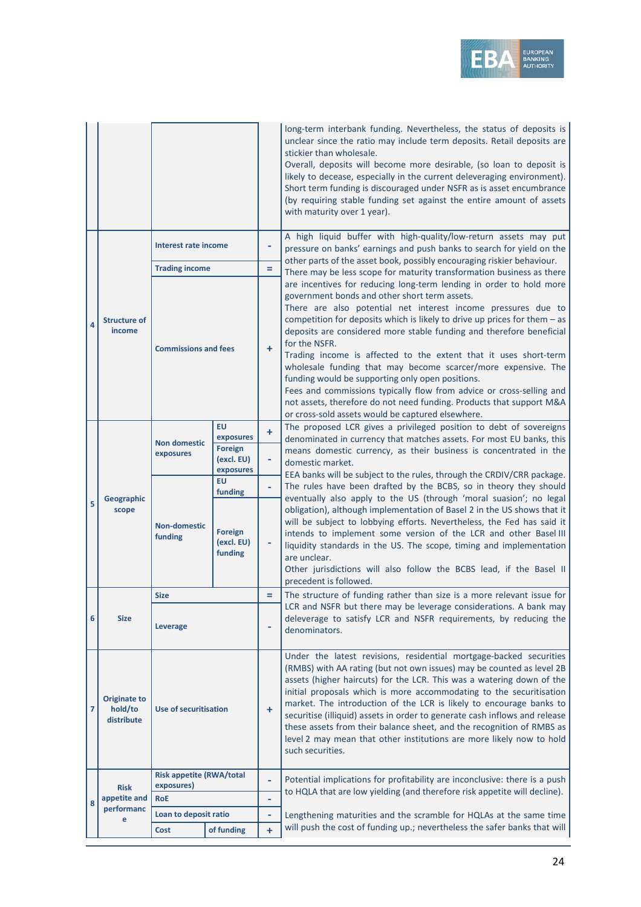| | | | | | |
|---|---|---|---|---|---|
| | | | | | long-term interbank funding. Nevertheless, the status of deposits is unclear since the ratio may include term deposits. Retail deposits are stickier than wholesale.<br>Overall, deposits will become more desirable, (so loan to deposit is likely to decease, especially in the current deleveraging environment). Short term funding is discouraged under NSFR as is asset encumbrance (by requiring stable funding set against the entire amount of assets with maturity over 1 year). |
| 4 | **Structure of income** | **Interest rate income** | | - | A high liquid buffer with high-quality/low-return assets may put pressure on banks' earnings and push banks to search for yield on the other parts of the asset book, possibly encouraging riskier behaviour.<br>There may be less scope for maturity transformation business as there are incentives for reducing long-term lending in order to hold more government bonds and other short term assets.<br>There are also potential net interest income pressures due to competition for deposits which is likely to drive up prices for them – as deposits are considered more stable funding and therefore beneficial for the NSFR.<br>Trading income is affected to the extent that it uses short-term wholesale funding that may become scarcer/more expensive. The funding would be supporting only open positions.<br>Fees and commissions typically flow from advice or cross-selling and not assets, therefore do not need funding. Products that support M&A or cross-sold assets would be captured elsewhere. |
| | | **Trading income** | | = | |
| | | **Commissions and fees** | | + | |
| 5 | **Geographic scope** | **Non domestic exposures** | **EU exposures** | + | The proposed LCR gives a privileged position to debt of sovereigns denominated in currency that matches assets. For most EU banks, this means domestic currency, as their business is concentrated in the domestic market.<br>EEA banks will be subject to the rules, through the CRDIV/CRR package. The rules have been drafted by the BCBS, so in theory they should eventually also apply to the US (through 'moral suasion'; no legal obligation), although implementation of Basel 2 in the US shows that it will be subject to lobbying efforts. Nevertheless, the Fed has said it intends to implement some version of the LCR and other Basel III liquidity standards in the US. The scope, timing and implementation are unclear.<br>Other jurisdictions will also follow the BCBS lead, if the Basel II precedent is followed. |
| | | | **Foreign (excl. EU) exposures** | - | |
| | | **Non-domestic funding** | **EU funding** | - | |
| | | | **Foreign (excl. EU) funding** | - | |
| 6 | **Size** | **Size** | | = | The structure of funding rather than size is a more relevant issue for LCR and NSFR but there may be leverage considerations. A bank may deleverage to satisfy LCR and NSFR requirements, by reducing the denominators. |
| | | **Leverage** | | - | |
| 7 | **Originate to hold/to distribute** | **Use of securitisation** | | + | Under the latest revisions, residential mortgage-backed securities (RMBS) with AA rating (but not own issues) may be counted as level 2B assets (higher haircuts) for the LCR. This was a watering down of the initial proposals which is more accommodating to the securitisation market. The introduction of the LCR is likely to encourage banks to securitise (illiquid) assets in order to generate cash inflows and release these assets from their balance sheet, and the recognition of RMBS as level 2 may mean that other institutions are more likely now to hold such securities. |
| 8 | **Risk appetite and performance** | **Risk appetite (RWA/total exposures)** | | - | Potential implications for profitability are inconclusive: there is a push to HQLA that are low yielding (and therefore risk appetite will decline). |
| | | **RoE** | | - | |
| | | **Loan to deposit ratio** | | - | Lengthening maturities and the scramble for HQLAs at the same time will push the cost of funding up.; nevertheless the safer banks that will |
| | | **Cost** | **of funding** | + | |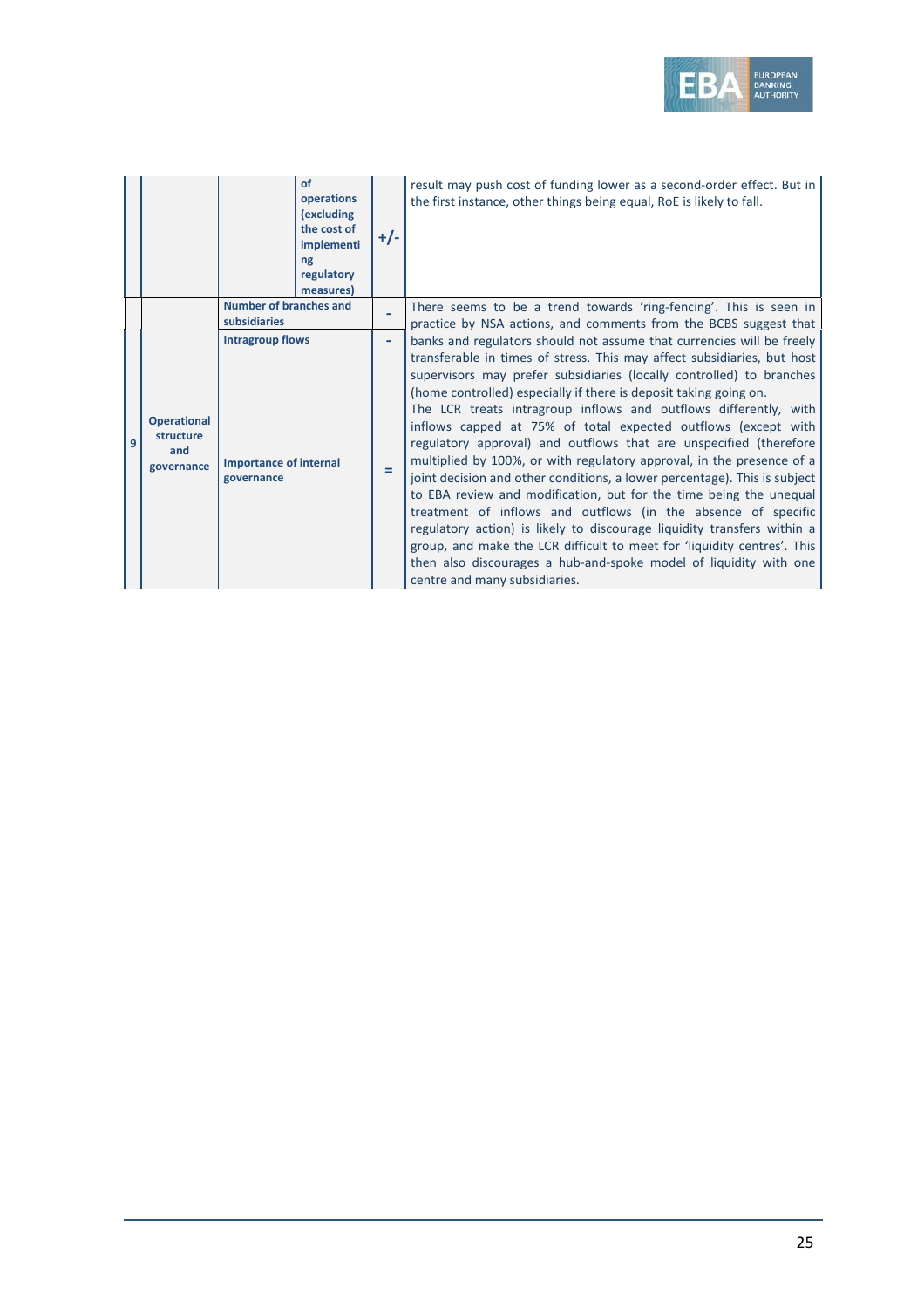| | | | | | |
|---|---|---|---|---|---|
| | | | **of operations (excluding the cost of implementing regulatory measures)** | +/- | result may push cost of funding lower as a second-order effect. But in the first instance, other things being equal, RoE is likely to fall. |
| 9 | **Operational structure and governance** | **Number of branches and subsidiaries** | | - | There seems to be a trend towards 'ring-fencing'. This is seen in practice by NSA actions, and comments from the BCBS suggest that banks and regulators should not assume that currencies will be freely transferable in times of stress. This may affect subsidiaries, but host supervisors may prefer subsidiaries (locally controlled) to branches (home controlled) especially if there is deposit taking going on.<br>The LCR treats intragroup inflows and outflows differently, with inflows capped at 75% of total expected outflows (except with regulatory approval) and outflows that are unspecified (therefore multiplied by 100%, or with regulatory approval, in the presence of a joint decision and other conditions, a lower percentage). This is subject to EBA review and modification, but for the time being the unequal treatment of inflows and outflows (in the absence of specific regulatory action) is likely to discourage liquidity transfers within a group, and make the LCR difficult to meet for 'liquidity centres'. This then also discourages a hub-and-spoke model of liquidity with one centre and many subsidiaries. |
| | | **Intragroup flows** | | - | |
| | | **Importance of internal governance** | | = | |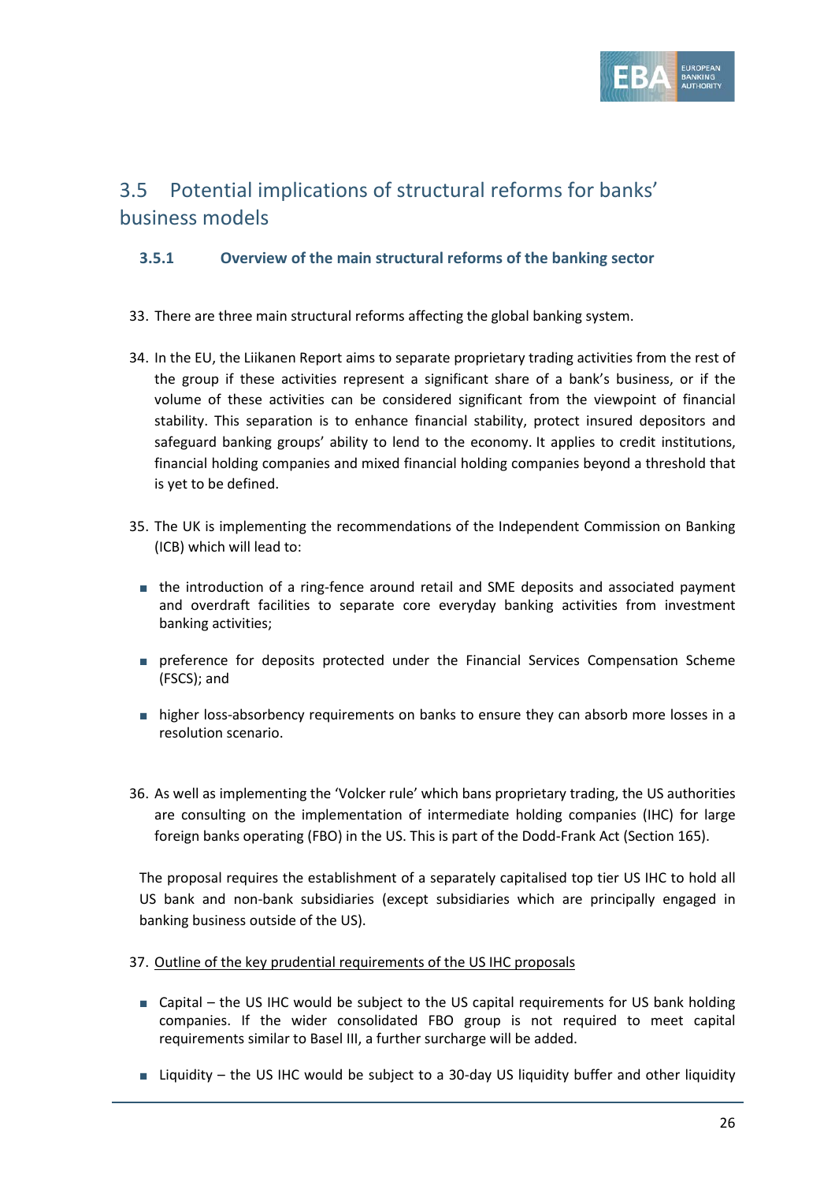## 3.5 Potential implications of structural reforms for banks' business models

### 3.5.1 Overview of the main structural reforms of the banking sector

33. There are three main structural reforms affecting the global banking system.

34. In the EU, the Liikanen Report aims to separate proprietary trading activities from the rest of the group if these activities represent a significant share of a bank's business, or if the volume of these activities can be considered significant from the viewpoint of financial stability. This separation is to enhance financial stability, protect insured depositors and safeguard banking groups' ability to lend to the economy. It applies to credit institutions, financial holding companies and mixed financial holding companies beyond a threshold that is yet to be defined.

35. The UK is implementing the recommendations of the Independent Commission on Banking (ICB) which will lead to:

   - the introduction of a ring-fence around retail and SME deposits and associated payment and overdraft facilities to separate core everyday banking activities from investment banking activities;
   - preference for deposits protected under the Financial Services Compensation Scheme (FSCS); and
   - higher loss-absorbency requirements on banks to ensure they can absorb more losses in a resolution scenario.

36. As well as implementing the 'Volcker rule' which bans proprietary trading, the US authorities are consulting on the implementation of intermediate holding companies (IHC) for large foreign banks operating (FBO) in the US. This is part of the Dodd-Frank Act (Section 165).

The proposal requires the establishment of a separately capitalised top tier US IHC to hold all US bank and non-bank subsidiaries (except subsidiaries which are principally engaged in banking business outside of the US).

37. <u>Outline of the key prudential requirements of the US IHC proposals</u>

   - Capital – the US IHC would be subject to the US capital requirements for US bank holding companies. If the wider consolidated FBO group is not required to meet capital requirements similar to Basel III, a further surcharge will be added.
   - Liquidity – the US IHC would be subject to a 30-day US liquidity buffer and other liquidity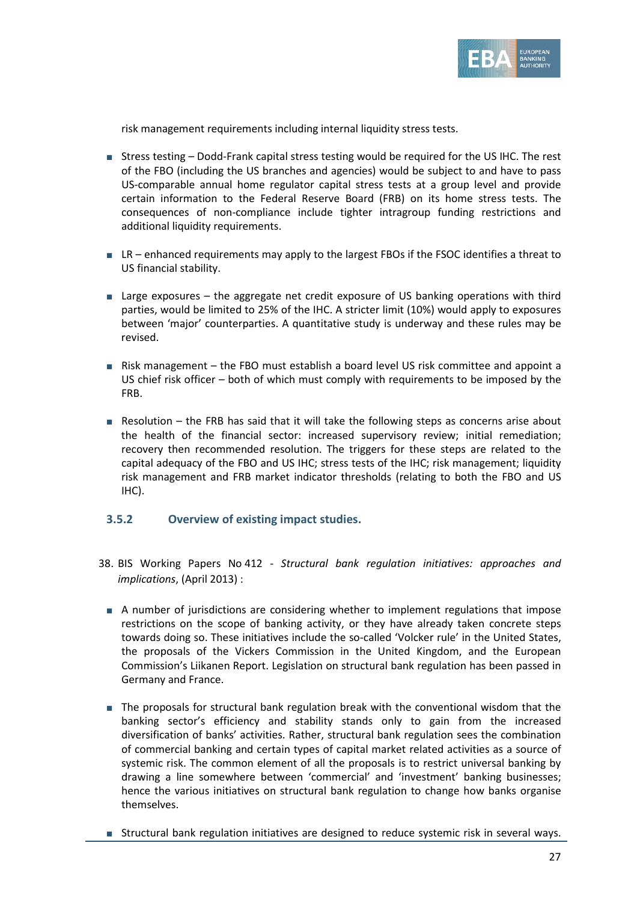risk management requirements including internal liquidity stress tests.

- Stress testing – Dodd-Frank capital stress testing would be required for the US IHC. The rest of the FBO (including the US branches and agencies) would be subject to and have to pass US-comparable annual home regulator capital stress tests at a group level and provide certain information to the Federal Reserve Board (FRB) on its home stress tests. The consequences of non-compliance include tighter intragroup funding restrictions and additional liquidity requirements.

- LR – enhanced requirements may apply to the largest FBOs if the FSOC identifies a threat to US financial stability.

- Large exposures – the aggregate net credit exposure of US banking operations with third parties, would be limited to 25% of the IHC. A stricter limit (10%) would apply to exposures between 'major' counterparties. A quantitative study is underway and these rules may be revised.

- Risk management – the FBO must establish a board level US risk committee and appoint a US chief risk officer – both of which must comply with requirements to be imposed by the FRB.

- Resolution – the FRB has said that it will take the following steps as concerns arise about the health of the financial sector: increased supervisory review; initial remediation; recovery then recommended resolution. The triggers for these steps are related to the capital adequacy of the FBO and US IHC; stress tests of the IHC; risk management; liquidity risk management and FRB market indicator thresholds (relating to both the FBO and US IHC).

### 3.5.2 Overview of existing impact studies.

38. BIS Working Papers No 412 - *Structural bank regulation initiatives: approaches and implications*, (April 2013) :

- A number of jurisdictions are considering whether to implement regulations that impose restrictions on the scope of banking activity, or they have already taken concrete steps towards doing so. These initiatives include the so-called 'Volcker rule' in the United States, the proposals of the Vickers Commission in the United Kingdom, and the European Commission's Liikanen Report. Legislation on structural bank regulation has been passed in Germany and France.

- The proposals for structural bank regulation break with the conventional wisdom that the banking sector's efficiency and stability stands only to gain from the increased diversification of banks' activities. Rather, structural bank regulation sees the combination of commercial banking and certain types of capital market related activities as a source of systemic risk. The common element of all the proposals is to restrict universal banking by drawing a line somewhere between 'commercial' and 'investment' banking businesses; hence the various initiatives on structural bank regulation to change how banks organise themselves.

- Structural bank regulation initiatives are designed to reduce systemic risk in several ways.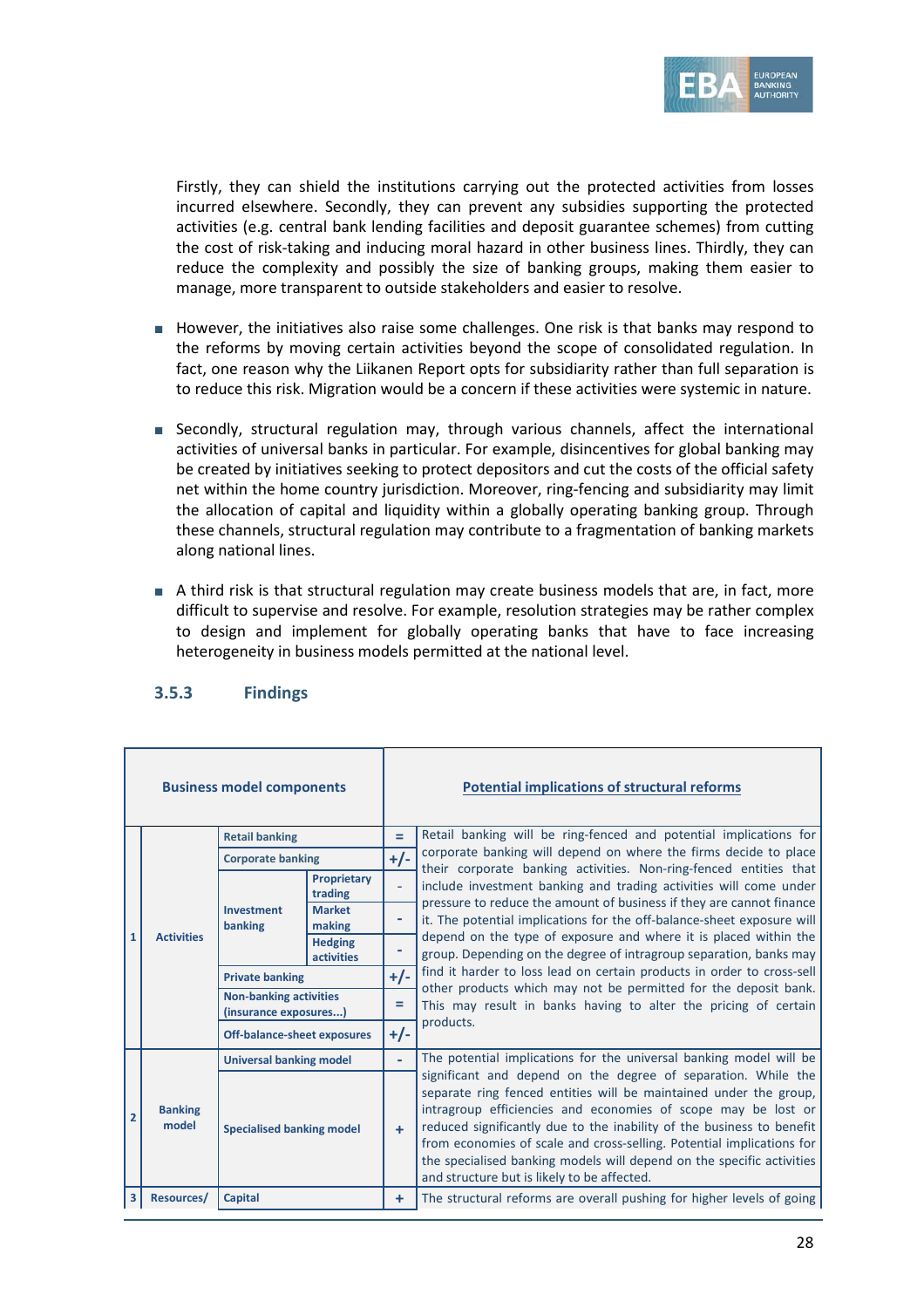Firstly, they can shield the institutions carrying out the protected activities from losses incurred elsewhere. Secondly, they can prevent any subsidies supporting the protected activities (e.g. central bank lending facilities and deposit guarantee schemes) from cutting the cost of risk-taking and inducing moral hazard in other business lines. Thirdly, they can reduce the complexity and possibly the size of banking groups, making them easier to manage, more transparent to outside stakeholders and easier to resolve.

- However, the initiatives also raise some challenges. One risk is that banks may respond to the reforms by moving certain activities beyond the scope of consolidated regulation. In fact, one reason why the Liikanen Report opts for subsidiarity rather than full separation is to reduce this risk. Migration would be a concern if these activities were systemic in nature.

- Secondly, structural regulation may, through various channels, affect the international activities of universal banks in particular. For example, disincentives for global banking may be created by initiatives seeking to protect depositors and cut the costs of the official safety net within the home country jurisdiction. Moreover, ring-fencing and subsidiarity may limit the allocation of capital and liquidity within a globally operating banking group. Through these channels, structural regulation may contribute to a fragmentation of banking markets along national lines.

- A third risk is that structural regulation may create business models that are, in fact, more difficult to supervise and resolve. For example, resolution strategies may be rather complex to design and implement for globally operating banks that have to face increasing heterogeneity in business models permitted at the national level.

### 3.5.3 Findings

| | Business model components | | | | Potential implications of structural reforms |
|---|---|---|---|---|---|
| 1 | Activities | Retail banking | | = | Retail banking will be ring-fenced and potential implications for corporate banking will depend on where the firms decide to place their corporate banking activities. Non-ring-fenced entities that include investment banking and trading activities will come under pressure to reduce the amount of business if they are cannot finance it. The potential implications for the off-balance-sheet exposure will depend on the type of exposure and where it is placed within the group. Depending on the degree of intragroup separation, banks may find it harder to loss lead on certain products in order to cross-sell other products which may not be permitted for the deposit bank. This may result in banks having to alter the pricing of certain products. |
| | | Corporate banking | | +/- | |
| | | Investment banking | Proprietary trading | - | |
| | | | Market making | - | |
| | | | Hedging activities | - | |
| | | Private banking | | +/- | |
| | | Non-banking activities (insurance exposures...) | | = | |
| | | Off-balance-sheet exposures | | +/- | |
| 2 | Banking model | Universal banking model | | - | The potential implications for the universal banking model will be significant and depend on the degree of separation. While the separate ring fenced entities will be maintained under the group, intragroup efficiencies and economies of scope may be lost or reduced significantly due to the inability of the business to benefit from economies of scale and cross-selling. Potential implications for the specialised banking models will depend on the specific activities and structure but is likely to be affected. |
| | | Specialised banking model | | + | |
| 3 | Resources/ | Capital | | + | The structural reforms are overall pushing for higher levels of going |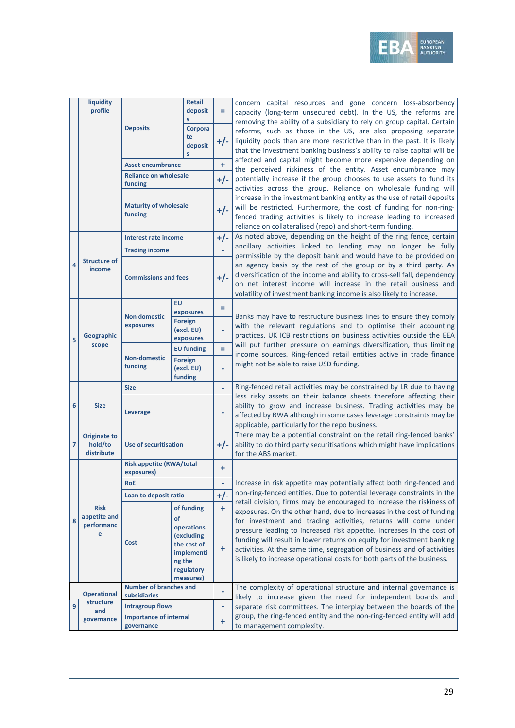| # | Category | Indicator | Sub-indicator | Impact | Comment |
|---|---|---|---|---|---|
| | liquidity profile | Deposits | Retail deposits | = | concern capital resources and gone concern loss-absorbency capacity (long-term unsecured debt). In the US, the reforms are removing the ability of a subsidiary to rely on group capital. Certain reforms, such as those in the US, are also proposing separate liquidity pools than are more restrictive than in the past. It is likely that the investment banking business's ability to raise capital will be affected and capital might become more expensive depending on the perceived riskiness of the entity. Asset encumbrance may potentially increase if the group chooses to use assets to fund its activities across the group. Reliance on wholesale funding will increase in the investment banking entity as the use of retail deposits will be restricted. Furthermore, the cost of funding for non-ring-fenced trading activities is likely to increase leading to increased reliance on collateralised (repo) and short-term funding. |
| | | | Corporate deposits | +/- | |
| | | Asset encumbrance | | + | |
| | | Reliance on wholesale funding | | +/- | |
| | | Maturity of wholesale funding | | +/- | |
| 4 | Structure of income | Interest rate income | | +/- | As noted above, depending on the height of the ring fence, certain ancillary activities linked to lending may no longer be fully permissible by the deposit bank and would have to be provided on an agency basis by the rest of the group or by a third party. As diversification of the income and ability to cross-sell fall, dependency on net interest income will increase in the retail business and volatility of investment banking income is also likely to increase. |
| | | Trading income | | - | |
| | | Commissions and fees | | +/- | |
| 5 | Geographic scope | Non domestic exposures | EU exposures | = | Banks may have to restructure business lines to ensure they comply with the relevant regulations and to optimise their accounting practices. UK ICB restrictions on business activities outside the EEA will put further pressure on earnings diversification, thus limiting income sources. Ring-fenced retail entities active in trade finance might not be able to raise USD funding. |
| | | | Foreign (excl. EU) exposures | - | |
| | | Non-domestic funding | EU funding | = | |
| | | | Foreign (excl. EU) funding | - | |
| 6 | Size | Size | | - | Ring-fenced retail activities may be constrained by LR due to having less risky assets on their balance sheets therefore affecting their ability to grow and increase business. Trading activities may be affected by RWA although in some cases leverage constraints may be applicable, particularly for the repo business. |
| | | Leverage | | - | |
| 7 | Originate to hold/to distribute | Use of securitisation | | +/- | There may be a potential constraint on the retail ring-fenced banks' ability to do third party securitisations which might have implications for the ABS market. |
| 8 | Risk appetite and performance | Risk appetite (RWA/total exposures) | | + | Increase in risk appetite may potentially affect both ring-fenced and non-ring-fenced entities. Due to potential leverage constraints in the retail division, firms may be encouraged to increase the riskiness of exposures. On the other hand, due to increases in the cost of funding for investment and trading activities, returns will come under pressure leading to increased risk appetite. Increases in the cost of funding will result in lower returns on equity for investment banking activities. At the same time, segregation of business and of activities is likely to increase operational costs for both parts of the business. |
| | | RoE | | - | |
| | | Loan to deposit ratio | | +/- | |
| | | Cost | of funding | + | |
| | | | of operations (excluding the cost of implementing the regulatory measures) | + | |
| 9 | Operational structure and governance | Number of branches and subsidiaries | | - | The complexity of operational structure and internal governance is likely to increase given the need for independent boards and separate risk committees. The interplay between the boards of the group, the ring-fenced entity and the non-ring-fenced entity will add to management complexity. |
| | | Intragroup flows | | - | |
| | | Importance of internal governance | | + | |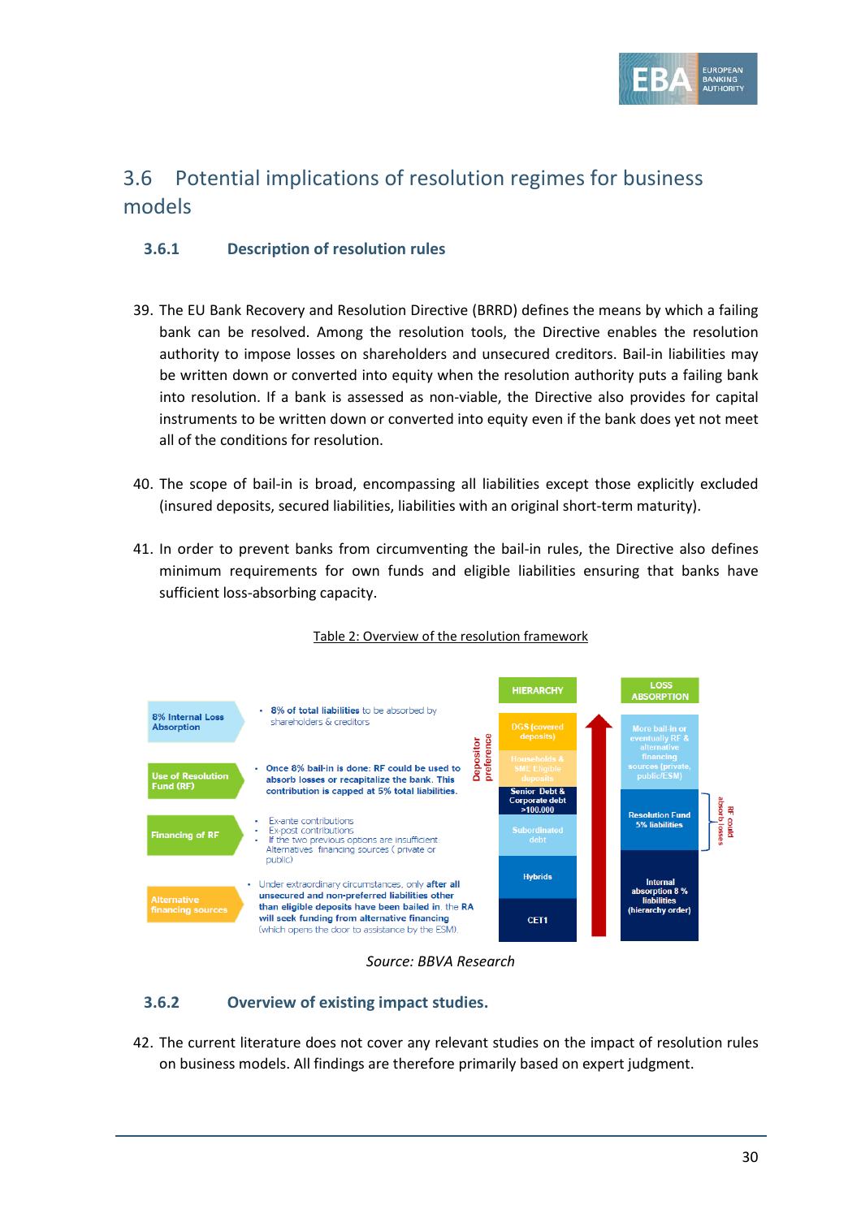## 3.6 Potential implications of resolution regimes for business models

### 3.6.1 Description of resolution rules

39. The EU Bank Recovery and Resolution Directive (BRRD) defines the means by which a failing bank can be resolved. Among the resolution tools, the Directive enables the resolution authority to impose losses on shareholders and unsecured creditors. Bail-in liabilities may be written down or converted into equity when the resolution authority puts a failing bank into resolution. If a bank is assessed as non-viable, the Directive also provides for capital instruments to be written down or converted into equity even if the bank does yet not meet all of the conditions for resolution.

40. The scope of bail-in is broad, encompassing all liabilities except those explicitly excluded (insured deposits, secured liabilities, liabilities with an original short-term maturity).

41. In order to prevent banks from circumventing the bail-in rules, the Directive also defines minimum requirements for own funds and eligible liabilities ensuring that banks have sufficient loss-absorbing capacity.

Table 2: Overview of the resolution framework

| | |
|---|---|
| **8% Internal Loss Absorption** | • **8% of total liabilities** to be absorbed by shareholders & creditors |
| **Use of Resolution Fund (RF)** | • **Once 8% bail-in is done: RF could be used to absorb losses or recapitalize the bank. This contribution is capped at 5% total liabilities.** |
| **Financing of RF** | • Ex-ante contributions<br>• Ex-post contributions<br>• If the two previous options are insufficient: Alternatives financing sources ( private or public) |
| **Alternative financing sources** | • Under extraordinary circumstances, only **after all unsecured and non-preferred liabilities other than eligible deposits have been bailed in**, the **RA will seek funding from alternative financing** (which opens the door to assistance by the ESM). |

| HIERARCHY | LOSS ABSORPTION |
|---|---|
| DGS (covered deposits) | More bail-in or eventually RF & alternative financing sources (private, public/ESM) |
| Households & SME Eligible deposits (Depositor preference) | |
| Senior Debt & Corporate debt >100.000 | Resolution Fund 5% liabilities (RF could absorb losses) |
| Subordinated debt | |
| Hybrids | Internal absorption 8 % liabilities (hierarchy order) |
| CET1 | |

*Source: BBVA Research*

### 3.6.2 Overview of existing impact studies.

42. The current literature does not cover any relevant studies on the impact of resolution rules on business models. All findings are therefore primarily based on expert judgment.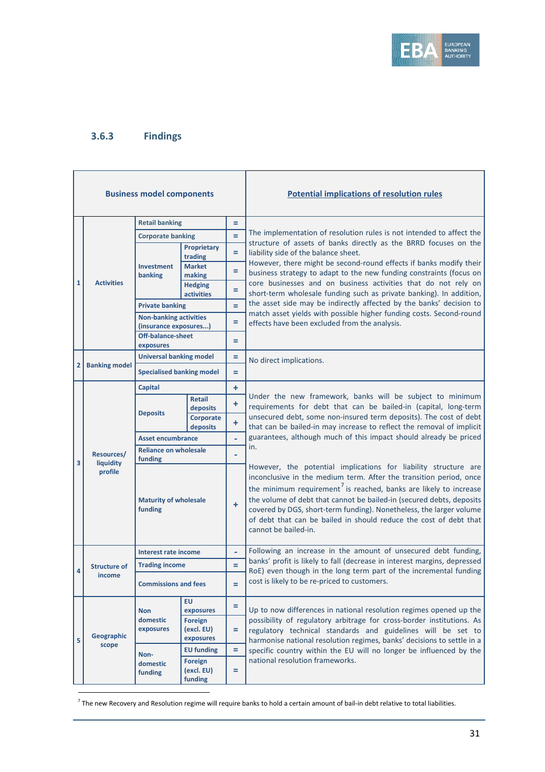### 3.6.3 Findings

| | Business model components | | | | Potential implications of resolution rules |
|---|---|---|---|---|---|
| 1 | Activities | Retail banking | | = | The implementation of resolution rules is not intended to affect the structure of assets of banks directly as the BRRD focuses on the liability side of the balance sheet. However, there might be second-round effects if banks modify their business strategy to adapt to the new funding constraints (focus on core businesses and on business activities that do not rely on short-term wholesale funding such as private banking). In addition, the asset side may be indirectly affected by the banks' decision to match asset yields with possible higher funding costs. Second-round effects have been excluded from the analysis. |
| | | Corporate banking | | = | |
| | | Investment banking | Proprietary trading | = | |
| | | | Market making | = | |
| | | | Hedging activities | = | |
| | | Private banking | | = | |
| | | Non-banking activities (insurance exposures...) | | = | |
| | | Off-balance-sheet exposures | | = | |
| 2 | Banking model | Universal banking model | | = | No direct implications. |
| | | Specialised banking model | | = | |
| 3 | Resources/ liquidity profile | Capital | | + | Under the new framework, banks will be subject to minimum requirements for debt that can be bailed-in (capital, long-term unsecured debt, some non-insured term deposits). The cost of debt that can be bailed-in may increase to reflect the removal of implicit guarantees, although much of this impact should already be priced in.<br><br>However, the potential implications for liability structure are inconclusive in the medium term. After the transition period, once the minimum requirement[7] is reached, banks are likely to increase the volume of debt that cannot be bailed-in (secured debts, deposits covered by DGS, short-term funding). Nonetheless, the larger volume of debt that can be bailed in should reduce the cost of debt that cannot be bailed-in. |
| | | Deposits | Retail deposits | + | |
| | | | Corporate deposits | + | |
| | | Asset encumbrance | | - | |
| | | Reliance on wholesale funding | | - | |
| | | Maturity of wholesale funding | | + | |
| 4 | Structure of income | Interest rate income | | - | Following an increase in the amount of unsecured debt funding, banks' profit is likely to fall (decrease in interest margins, depressed RoE) even though in the long term part of the incremental funding cost is likely to be re-priced to customers. |
| | | Trading income | | = | |
| | | Commissions and fees | | = | |
| 5 | Geographic scope | Non domestic exposures | EU exposures | = | Up to now differences in national resolution regimes opened up the possibility of regulatory arbitrage for cross-border institutions. As regulatory technical standards and guidelines will be set to harmonise national resolution regimes, banks' decisions to settle in a specific country within the EU will no longer be influenced by the national resolution frameworks. |
| | | | Foreign (excl. EU) exposures | = | |
| | | Non-domestic funding | EU funding | = | |
| | | | Foreign (excl. EU) funding | = | |

[7] The new Recovery and Resolution regime will require banks to hold a certain amount of bail-in debt relative to total liabilities.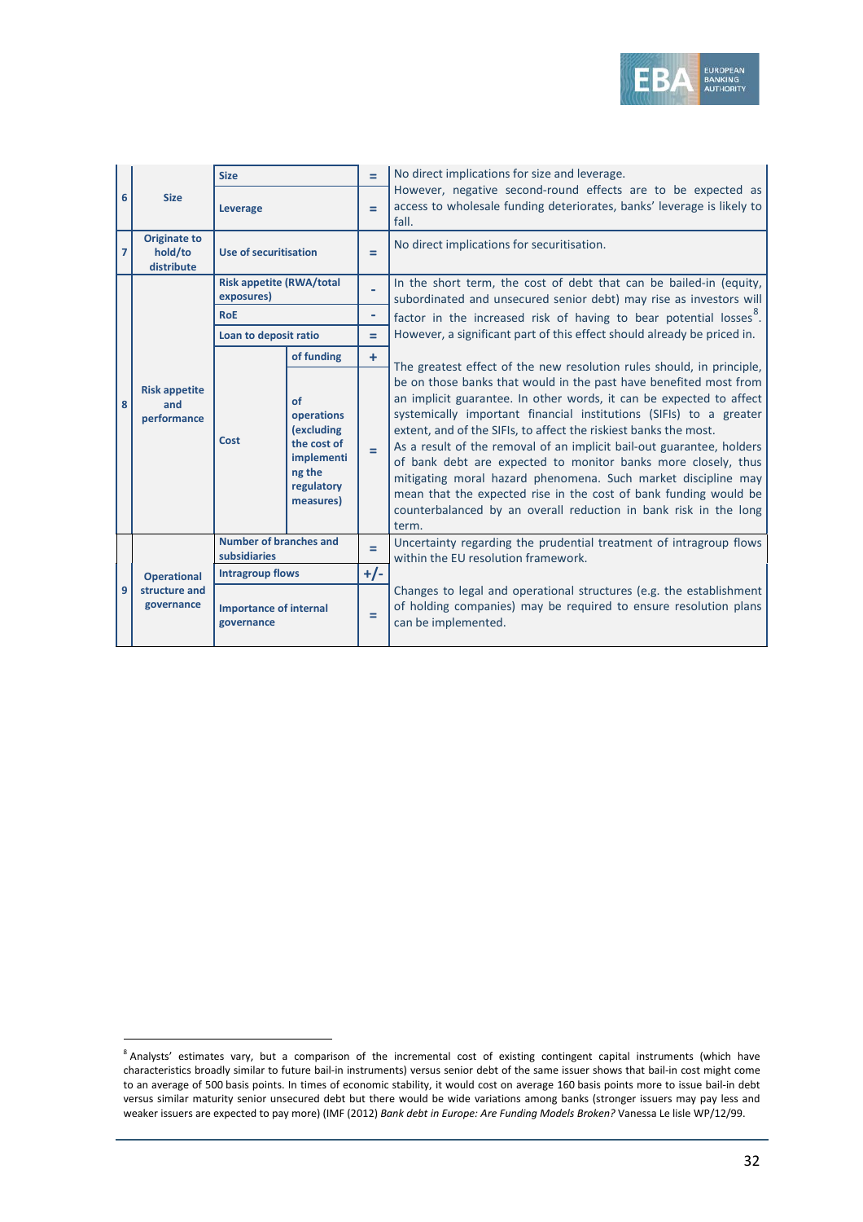| | | | | | |
|---|---|---|---|---|---|
| 6 | Size | **Size** | | = | No direct implications for size and leverage. |
| | | **Leverage** | | = | However, negative second-round effects are to be expected as access to wholesale funding deteriorates, banks' leverage is likely to fall. |
| 7 | **Originate to hold/to distribute** | **Use of securitisation** | | = | No direct implications for securitisation. |
| 8 | **Risk appetite and performance** | **Risk appetite (RWA/total exposures)** | | - | In the short term, the cost of debt that can be bailed-in (equity, subordinated and unsecured senior debt) may rise as investors will factor in the increased risk of having to bear potential losses[8]. However, a significant part of this effect should already be priced in. |
| | | **RoE** | | - | |
| | | **Loan to deposit ratio** | | = | |
| | | **Cost** | **of funding** | + | The greatest effect of the new resolution rules should, in principle, be on those banks that would in the past have benefited most from an implicit guarantee. In other words, it can be expected to affect systemically important financial institutions (SIFIs) to a greater extent, and of the SIFIs, to affect the riskiest banks the most. |
| | | | **of operations (excluding the cost of implementing the regulatory measures)** | = | As a result of the removal of an implicit bail-out guarantee, holders of bank debt are expected to monitor banks more closely, thus mitigating moral hazard phenomena. Such market discipline may mean that the expected rise in the cost of bank funding would be counterbalanced by an overall reduction in bank risk in the long term. |
| 9 | **Operational structure and governance** | **Number of branches and subsidiaries** | | = | Uncertainty regarding the prudential treatment of intragroup flows within the EU resolution framework. |
| | | **Intragroup flows** | | +/- | |
| | | **Importance of internal governance** | | = | Changes to legal and operational structures (e.g. the establishment of holding companies) may be required to ensure resolution plans can be implemented. |

[8] Analysts' estimates vary, but a comparison of the incremental cost of existing contingent capital instruments (which have characteristics broadly similar to future bail-in instruments) versus senior debt of the same issuer shows that bail-in cost might come to an average of 500 basis points. In times of economic stability, it would cost on average 160 basis points more to issue bail-in debt versus similar maturity senior unsecured debt but there would be wide variations among banks (stronger issuers may pay less and weaker issuers are expected to pay more) (IMF (2012) *Bank debt in Europe: Are Funding Models Broken?* Vanessa Le lisle WP/12/99.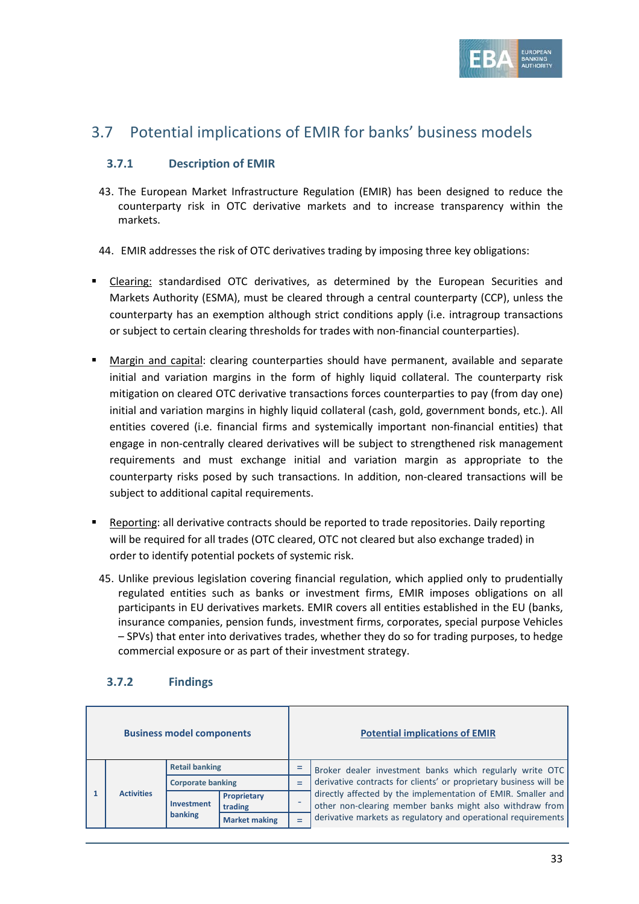## 3.7 Potential implications of EMIR for banks' business models

### 3.7.1 Description of EMIR

43. The European Market Infrastructure Regulation (EMIR) has been designed to reduce the counterparty risk in OTC derivative markets and to increase transparency within the markets.

44. EMIR addresses the risk of OTC derivatives trading by imposing three key obligations:

- Clearing: standardised OTC derivatives, as determined by the European Securities and Markets Authority (ESMA), must be cleared through a central counterparty (CCP), unless the counterparty has an exemption although strict conditions apply (i.e. intragroup transactions or subject to certain clearing thresholds for trades with non-financial counterparties).

- Margin and capital: clearing counterparties should have permanent, available and separate initial and variation margins in the form of highly liquid collateral. The counterparty risk mitigation on cleared OTC derivative transactions forces counterparties to pay (from day one) initial and variation margins in highly liquid collateral (cash, gold, government bonds, etc.). All entities covered (i.e. financial firms and systemically important non-financial entities) that engage in non-centrally cleared derivatives will be subject to strengthened risk management requirements and must exchange initial and variation margin as appropriate to the counterparty risks posed by such transactions. In addition, non-cleared transactions will be subject to additional capital requirements.

- Reporting: all derivative contracts should be reported to trade repositories. Daily reporting will be required for all trades (OTC cleared, OTC not cleared but also exchange traded) in order to identify potential pockets of systemic risk.

45. Unlike previous legislation covering financial regulation, which applied only to prudentially regulated entities such as banks or investment firms, EMIR imposes obligations on all participants in EU derivatives markets. EMIR covers all entities established in the EU (banks, insurance companies, pension funds, investment firms, corporates, special purpose Vehicles – SPVs) that enter into derivatives trades, whether they do so for trading purposes, to hedge commercial exposure or as part of their investment strategy.

### 3.7.2 Findings

| Business model components | | | | | Potential implications of EMIR |
|---|---|---|---|---|---|
| 1 | Activities | Retail banking | | = | Broker dealer investment banks which regularly write OTC derivative contracts for clients' or proprietary business will be directly affected by the implementation of EMIR. Smaller and other non-clearing member banks might also withdraw from derivative markets as regulatory and operational requirements |
| | | Corporate banking | | = | |
| | | Investment banking | Proprietary trading | - | |
| | | | Market making | = | |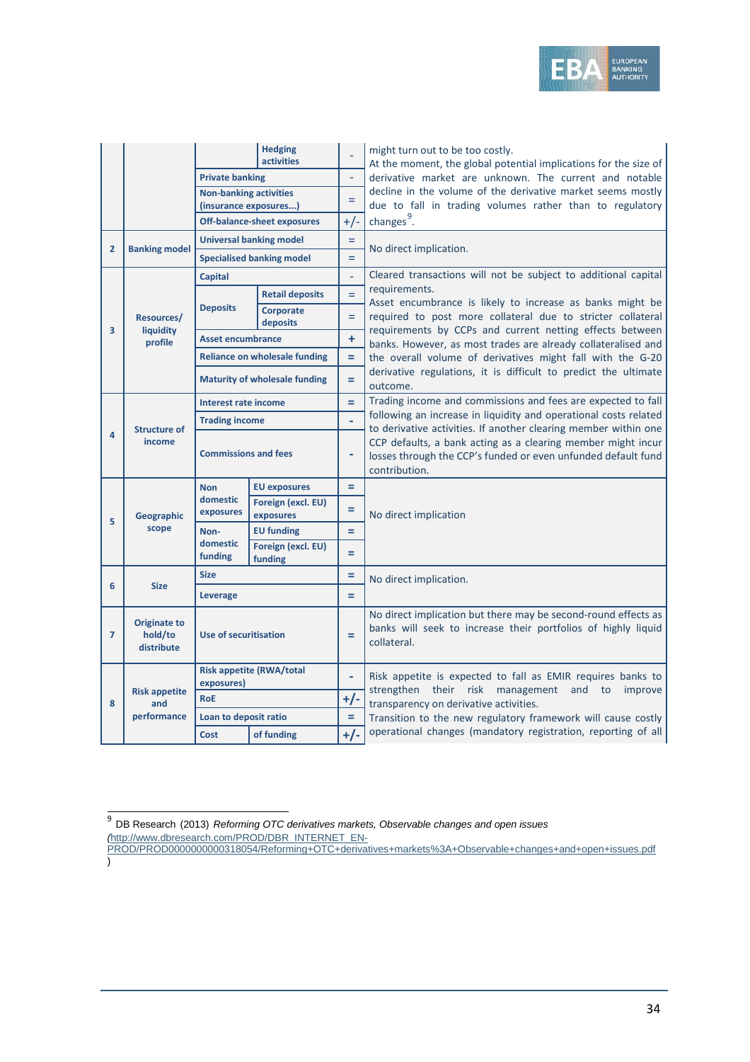| # | Category | Indicator | Sub-indicator | Impact | Comment |
|---|---|---|---|---|---|
| | | | Hedging activities | - | might turn out to be too costly.<br>At the moment, the global potential implications for the size of derivative market are unknown. The current and notable decline in the volume of the derivative market seems mostly due to fall in trading volumes rather than to regulatory changes[9]. |
| | | Private banking | | - | |
| | | Non-banking activities (insurance exposures...) | | = | |
| | | Off-balance-sheet exposures | | +/- | |
| 2 | Banking model | Universal banking model | | = | No direct implication. |
| | | Specialised banking model | | = | |
| 3 | Resources/ liquidity profile | Capital | | - | Cleared transactions will not be subject to additional capital requirements.<br>Asset encumbrance is likely to increase as banks might be required to post more collateral due to stricter collateral requirements by CCPs and current netting effects between banks. However, as most trades are already collateralised and the overall volume of derivatives might fall with the G-20 derivative regulations, it is difficult to predict the ultimate outcome. |
| | | Deposits | Retail deposits | = | |
| | | | Corporate deposits | = | |
| | | Asset encumbrance | | + | |
| | | Reliance on wholesale funding | | = | |
| | | Maturity of wholesale funding | | = | |
| 4 | Structure of income | Interest rate income | | = | Trading income and commissions and fees are expected to fall following an increase in liquidity and operational costs related to derivative activities. If another clearing member within one CCP defaults, a bank acting as a clearing member might incur losses through the CCP's funded or even unfunded default fund contribution. |
| | | Trading income | | - | |
| | | Commissions and fees | | - | |
| 5 | Geographic scope | Non domestic exposures | EU exposures | = | No direct implication |
| | | | Foreign (excl. EU) exposures | = | |
| | | Non-domestic funding | EU funding | = | |
| | | | Foreign (excl. EU) funding | = | |
| 6 | Size | Size | | = | No direct implication. |
| | | Leverage | | = | |
| 7 | Originate to hold/to distribute | Use of securitisation | | = | No direct implication but there may be second-round effects as banks will seek to increase their portfolios of highly liquid collateral. |
| 8 | Risk appetite and performance | Risk appetite (RWA/total exposures) | | - | Risk appetite is expected to fall as EMIR requires banks to strengthen their risk management and to improve transparency on derivative activities.<br>Transition to the new regulatory framework will cause costly operational changes (mandatory registration, reporting of all |
| | | RoE | | +/- | |
| | | Loan to deposit ratio | | = | |
| | | Cost | of funding | +/- | |

[9] DB Research (2013) *Reforming OTC derivatives markets, Observable changes and open issues* (http://www.dbresearch.com/PROD/DBR_INTERNET_EN-PROD/PROD0000000000318054/Reforming+OTC+derivatives+markets%3A+Observable+changes+and+open+issues.pdf)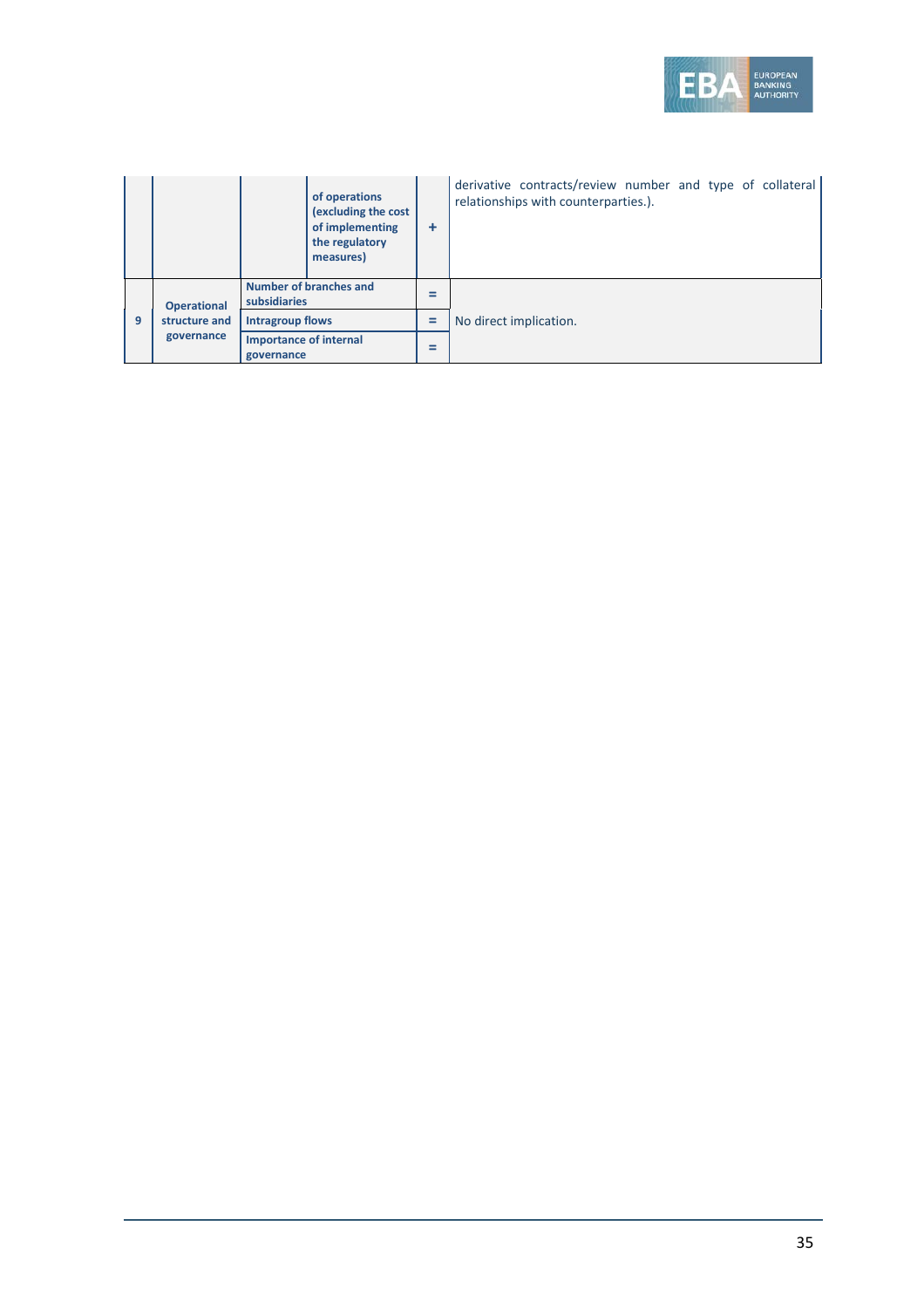| | | | | | |
|---|---|---|---|---|---|
| | | | of operations (excluding the cost of implementing the regulatory measures) | + | derivative contracts/review number and type of collateral relationships with counterparties.). |
| 9 | Operational structure and governance | Number of branches and subsidiaries | | = | No direct implication. |
| | | Intragroup flows | | = | |
| | | Importance of internal governance | | = | |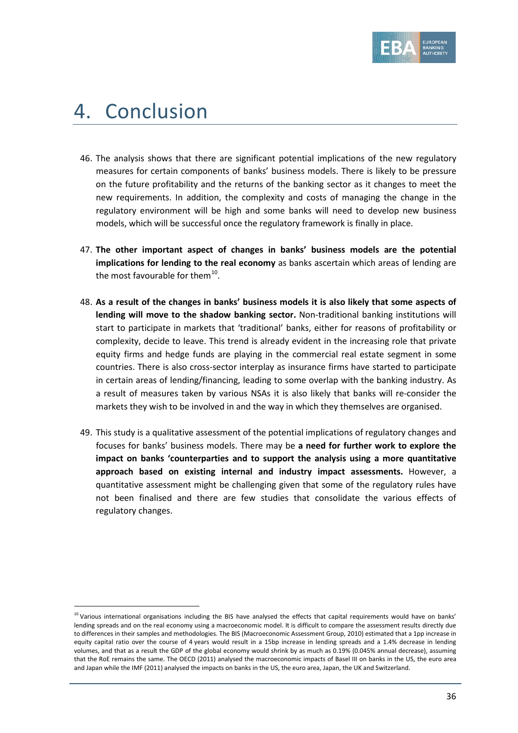# 4. Conclusion

46. The analysis shows that there are significant potential implications of the new regulatory measures for certain components of banks' business models. There is likely to be pressure on the future profitability and the returns of the banking sector as it changes to meet the new requirements. In addition, the complexity and costs of managing the change in the regulatory environment will be high and some banks will need to develop new business models, which will be successful once the regulatory framework is finally in place.

47. **The other important aspect of changes in banks' business models are the potential implications for lending to the real economy** as banks ascertain which areas of lending are the most favourable for them[10].

48. **As a result of the changes in banks' business models it is also likely that some aspects of lending will move to the shadow banking sector.** Non-traditional banking institutions will start to participate in markets that 'traditional' banks, either for reasons of profitability or complexity, decide to leave. This trend is already evident in the increasing role that private equity firms and hedge funds are playing in the commercial real estate segment in some countries. There is also cross-sector interplay as insurance firms have started to participate in certain areas of lending/financing, leading to some overlap with the banking industry. As a result of measures taken by various NSAs it is also likely that banks will re-consider the markets they wish to be involved in and the way in which they themselves are organised.

49. This study is a qualitative assessment of the potential implications of regulatory changes and focuses for banks' business models. There may be **a need for further work to explore the impact on banks 'counterparties and to support the analysis using a more quantitative approach based on existing internal and industry impact assessments.** However, a quantitative assessment might be challenging given that some of the regulatory rules have not been finalised and there are few studies that consolidate the various effects of regulatory changes.

---

[10] Various international organisations including the BIS have analysed the effects that capital requirements would have on banks' lending spreads and on the real economy using a macroeconomic model. It is difficult to compare the assessment results directly due to differences in their samples and methodologies. The BIS (Macroeconomic Assessment Group, 2010) estimated that a 1pp increase in equity capital ratio over the course of 4 years would result in a 15bp increase in lending spreads and a 1.4% decrease in lending volumes, and that as a result the GDP of the global economy would shrink by as much as 0.19% (0.045% annual decrease), assuming that the RoE remains the same. The OECD (2011) analysed the macroeconomic impacts of Basel III on banks in the US, the euro area and Japan while the IMF (2011) analysed the impacts on banks in the US, the euro area, Japan, the UK and Switzerland.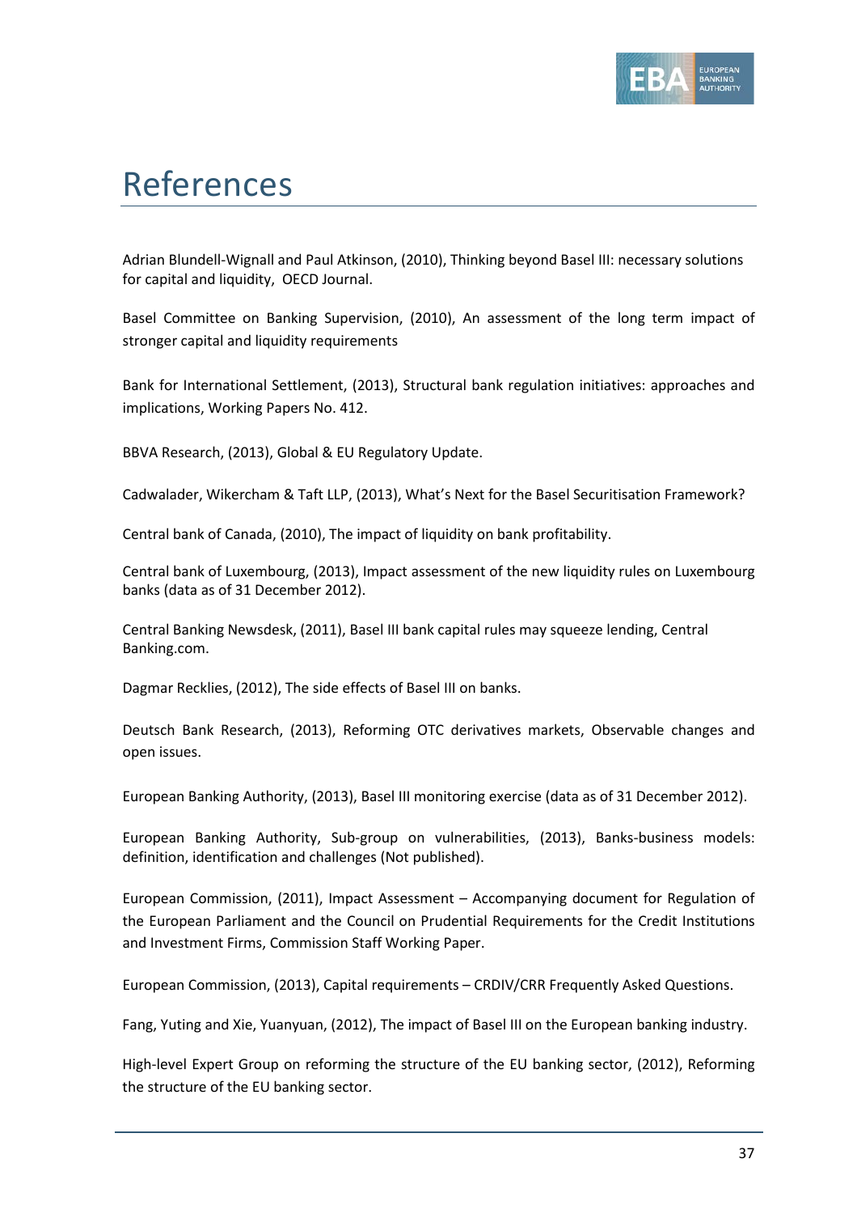# References

Adrian Blundell-Wignall and Paul Atkinson, (2010), Thinking beyond Basel III: necessary solutions for capital and liquidity, OECD Journal.

Basel Committee on Banking Supervision, (2010), An assessment of the long term impact of stronger capital and liquidity requirements

Bank for International Settlement, (2013), Structural bank regulation initiatives: approaches and implications, Working Papers No. 412.

BBVA Research, (2013), Global & EU Regulatory Update.

Cadwalader, Wikercham & Taft LLP, (2013), What's Next for the Basel Securitisation Framework?

Central bank of Canada, (2010), The impact of liquidity on bank profitability.

Central bank of Luxembourg, (2013), Impact assessment of the new liquidity rules on Luxembourg banks (data as of 31 December 2012).

Central Banking Newsdesk, (2011), Basel III bank capital rules may squeeze lending, Central Banking.com.

Dagmar Recklies, (2012), The side effects of Basel III on banks.

Deutsch Bank Research, (2013), Reforming OTC derivatives markets, Observable changes and open issues.

European Banking Authority, (2013), Basel III monitoring exercise (data as of 31 December 2012).

European Banking Authority, Sub-group on vulnerabilities, (2013), Banks-business models: definition, identification and challenges (Not published).

European Commission, (2011), Impact Assessment – Accompanying document for Regulation of the European Parliament and the Council on Prudential Requirements for the Credit Institutions and Investment Firms, Commission Staff Working Paper.

European Commission, (2013), Capital requirements – CRDIV/CRR Frequently Asked Questions.

Fang, Yuting and Xie, Yuanyuan, (2012), The impact of Basel III on the European banking industry.

High-level Expert Group on reforming the structure of the EU banking sector, (2012), Reforming the structure of the EU banking sector.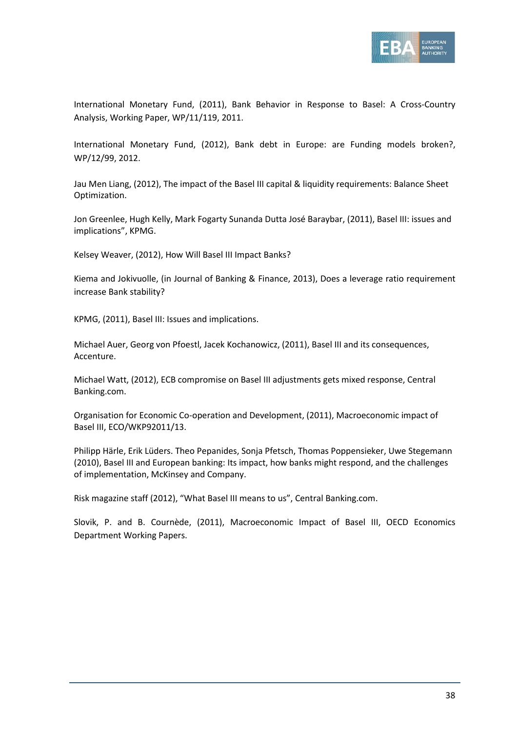International Monetary Fund, (2011), Bank Behavior in Response to Basel: A Cross-Country Analysis, Working Paper, WP/11/119, 2011.

International Monetary Fund, (2012), Bank debt in Europe: are Funding models broken?, WP/12/99, 2012.

Jau Men Liang, (2012), The impact of the Basel III capital & liquidity requirements: Balance Sheet Optimization.

Jon Greenlee, Hugh Kelly, Mark Fogarty Sunanda Dutta José Baraybar, (2011), Basel III: issues and implications", KPMG.

Kelsey Weaver, (2012), How Will Basel III Impact Banks?

Kiema and Jokivuolle, (in Journal of Banking & Finance, 2013), Does a leverage ratio requirement increase Bank stability?

KPMG, (2011), Basel III: Issues and implications.

Michael Auer, Georg von Pfoestl, Jacek Kochanowicz, (2011), Basel III and its consequences, Accenture.

Michael Watt, (2012), ECB compromise on Basel III adjustments gets mixed response, Central Banking.com.

Organisation for Economic Co-operation and Development, (2011), Macroeconomic impact of Basel III, ECO/WKP92011/13.

Philipp Härle, Erik Lüders. Theo Pepanides, Sonja Pfetsch, Thomas Poppensieker, Uwe Stegemann (2010), Basel III and European banking: Its impact, how banks might respond, and the challenges of implementation, McKinsey and Company.

Risk magazine staff (2012), "What Basel III means to us", Central Banking.com.

Slovik, P. and B. Cournède, (2011), Macroeconomic Impact of Basel III, OECD Economics Department Working Papers.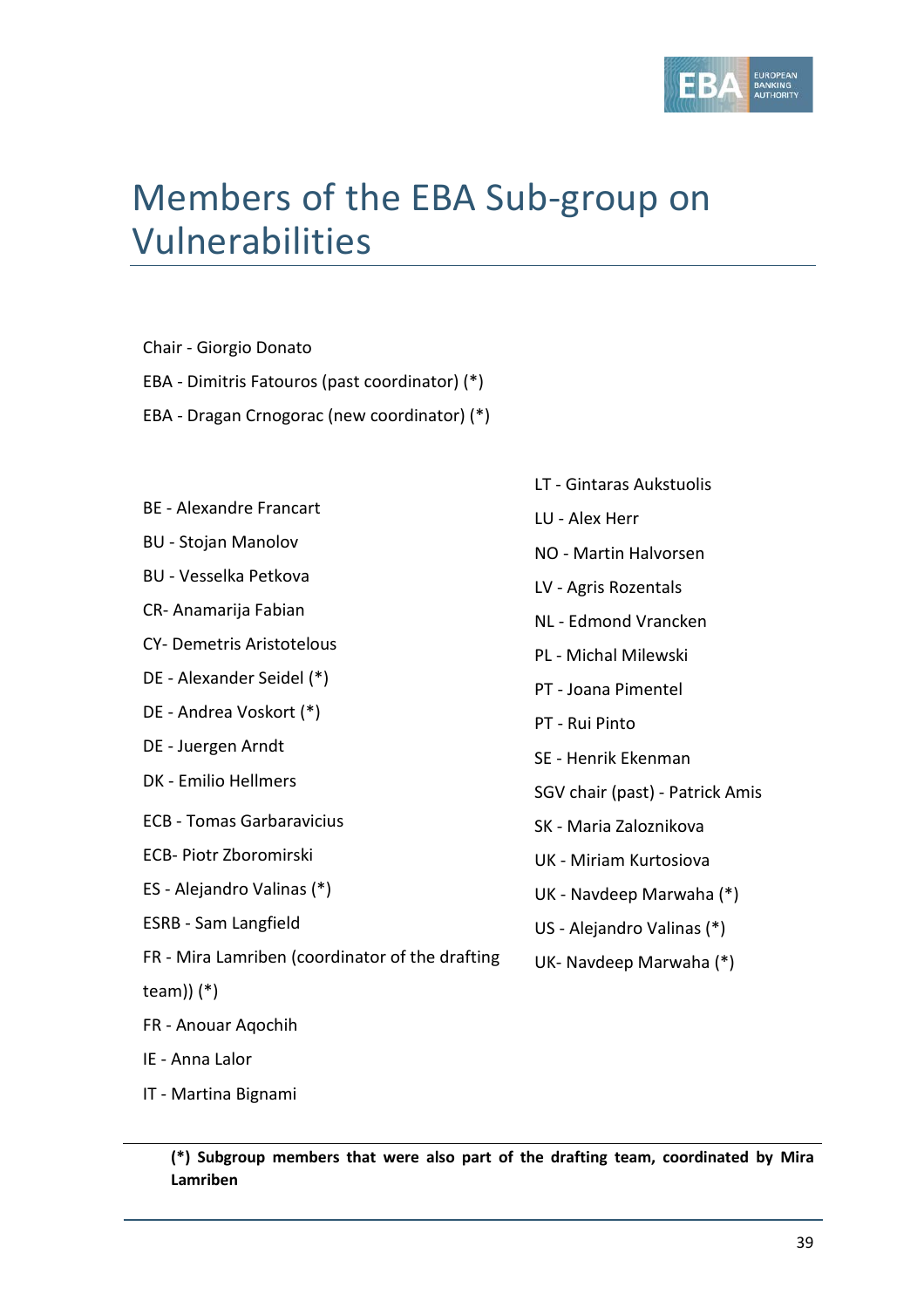# Members of the EBA Sub-group on Vulnerabilities

Chair - Giorgio Donato

EBA - Dimitris Fatouros (past coordinator) (*)

EBA - Dragan Crnogorac (new coordinator) (*)

BE - Alexandre Francart

BU - Stojan Manolov

BU - Vesselka Petkova

CR- Anamarija Fabian

CY- Demetris Aristotelous

DE - Alexander Seidel (*)

DE - Andrea Voskort (*)

DE - Juergen Arndt

DK - Emilio Hellmers

ECB - Tomas Garbaravicius

ECB- Piotr Zboromirski

ES - Alejandro Valinas (*)

ESRB - Sam Langfield

FR - Mira Lamriben (coordinator of the drafting team)) (*)

FR - Anouar Aqochih

IE - Anna Lalor

IT - Martina Bignami

LT - Gintaras Aukstuolis

LU - Alex Herr

NO - Martin Halvorsen

LV - Agris Rozentals

NL - Edmond Vrancken

PL - Michal Milewski

PT - Joana Pimentel

PT - Rui Pinto

SE - Henrik Ekenman

SGV chair (past) - Patrick Amis

SK - Maria Zaloznikova

UK - Miriam Kurtosiova

UK - Navdeep Marwaha (*)

US - Alejandro Valinas (*)

UK- Navdeep Marwaha (*)

**(*) Subgroup members that were also part of the drafting team, coordinated by Mira Lamriben**